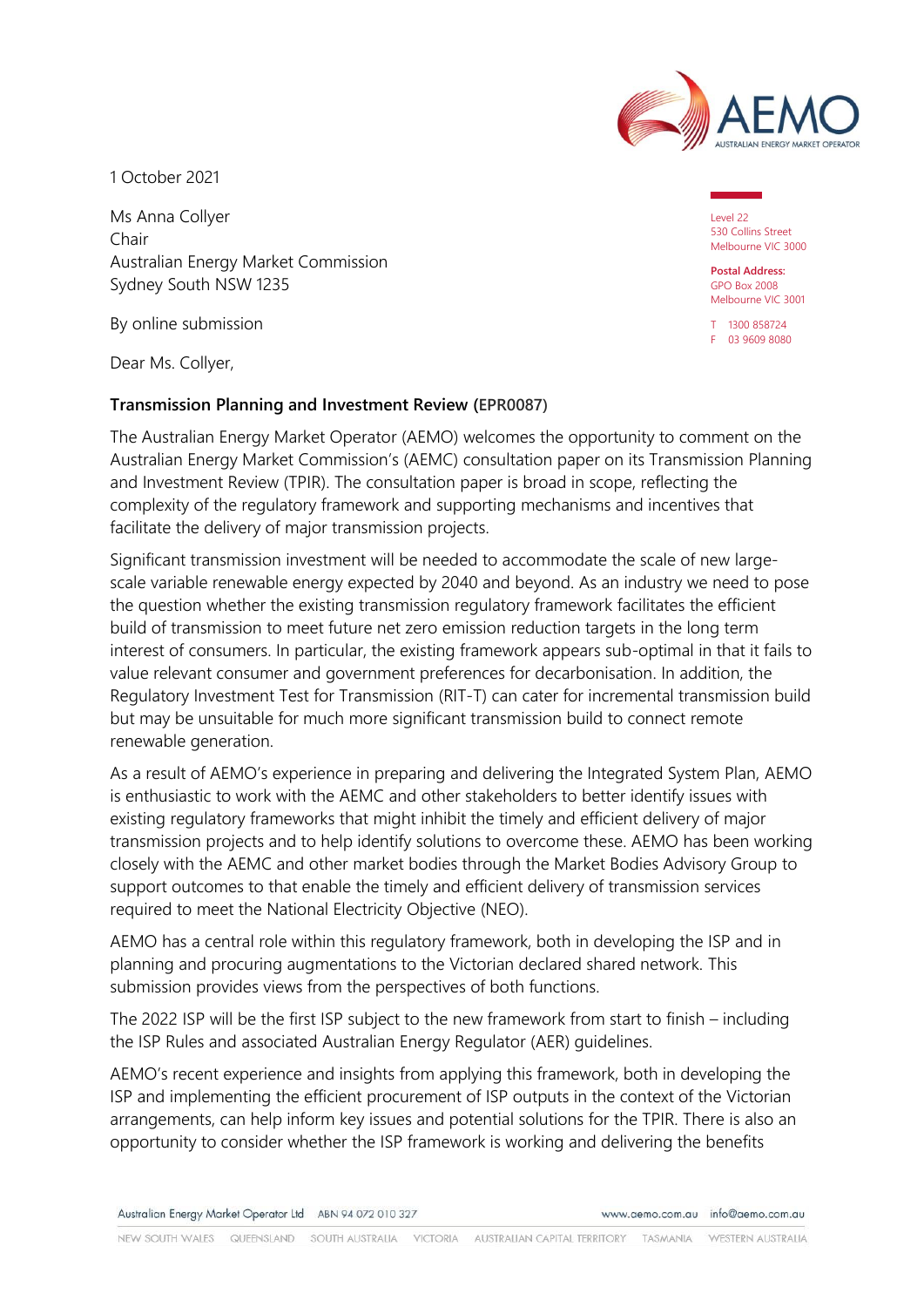1 October 2021

Ms Anna Collyer
Chair
Australian Energy Market Commission
Sydney South NSW 1235

By online submission

Level 22
530 Collins Street
Melbourne VIC 3000

**Postal Address:**
GPO Box 2008
Melbourne VIC 3001

T 1300 858724
F 03 9609 8080

Dear Ms. Collyer,

**Transmission Planning and Investment Review (EPR0087)**

The Australian Energy Market Operator (AEMO) welcomes the opportunity to comment on the Australian Energy Market Commission's (AEMC) consultation paper on its Transmission Planning and Investment Review (TPIR). The consultation paper is broad in scope, reflecting the complexity of the regulatory framework and supporting mechanisms and incentives that facilitate the delivery of major transmission projects.

Significant transmission investment will be needed to accommodate the scale of new large-scale variable renewable energy expected by 2040 and beyond. As an industry we need to pose the question whether the existing transmission regulatory framework facilitates the efficient build of transmission to meet future net zero emission reduction targets in the long term interest of consumers. In particular, the existing framework appears sub-optimal in that it fails to value relevant consumer and government preferences for decarbonisation. In addition, the Regulatory Investment Test for Transmission (RIT-T) can cater for incremental transmission build but may be unsuitable for much more significant transmission build to connect remote renewable generation.

As a result of AEMO's experience in preparing and delivering the Integrated System Plan, AEMO is enthusiastic to work with the AEMC and other stakeholders to better identify issues with existing regulatory frameworks that might inhibit the timely and efficient delivery of major transmission projects and to help identify solutions to overcome these. AEMO has been working closely with the AEMC and other market bodies through the Market Bodies Advisory Group to support outcomes to that enable the timely and efficient delivery of transmission services required to meet the National Electricity Objective (NEO).

AEMO has a central role within this regulatory framework, both in developing the ISP and in planning and procuring augmentations to the Victorian declared shared network. This submission provides views from the perspectives of both functions.

The 2022 ISP will be the first ISP subject to the new framework from start to finish – including the ISP Rules and associated Australian Energy Regulator (AER) guidelines.

AEMO's recent experience and insights from applying this framework, both in developing the ISP and implementing the efficient procurement of ISP outputs in the context of the Victorian arrangements, can help inform key issues and potential solutions for the TPIR. There is also an opportunity to consider whether the ISP framework is working and delivering the benefits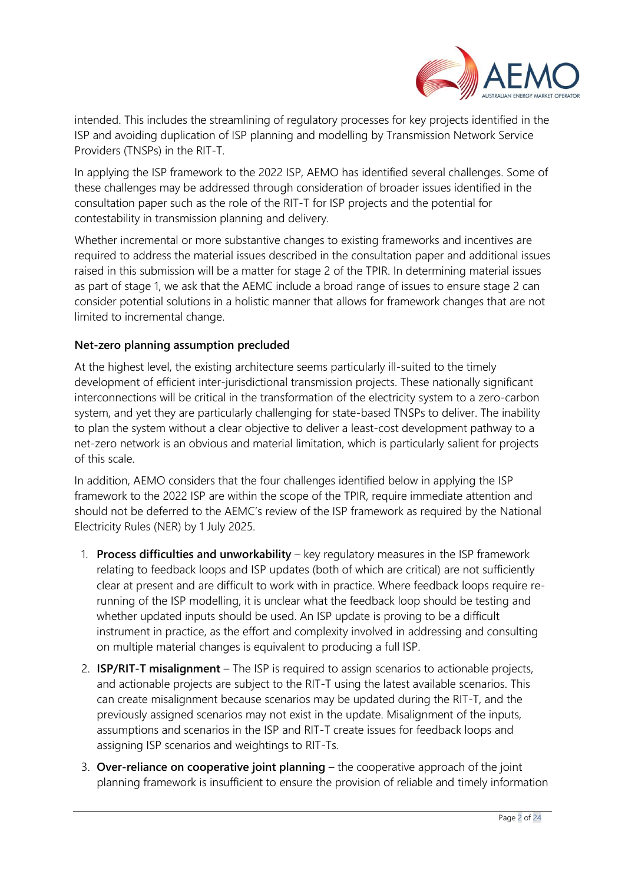intended. This includes the streamlining of regulatory processes for key projects identified in the ISP and avoiding duplication of ISP planning and modelling by Transmission Network Service Providers (TNSPs) in the RIT-T.

In applying the ISP framework to the 2022 ISP, AEMO has identified several challenges. Some of these challenges may be addressed through consideration of broader issues identified in the consultation paper such as the role of the RIT-T for ISP projects and the potential for contestability in transmission planning and delivery.

Whether incremental or more substantive changes to existing frameworks and incentives are required to address the material issues described in the consultation paper and additional issues raised in this submission will be a matter for stage 2 of the TPIR. In determining material issues as part of stage 1, we ask that the AEMC include a broad range of issues to ensure stage 2 can consider potential solutions in a holistic manner that allows for framework changes that are not limited to incremental change.

### Net-zero planning assumption precluded

At the highest level, the existing architecture seems particularly ill-suited to the timely development of efficient inter-jurisdictional transmission projects. These nationally significant interconnections will be critical in the transformation of the electricity system to a zero-carbon system, and yet they are particularly challenging for state-based TNSPs to deliver. The inability to plan the system without a clear objective to deliver a least-cost development pathway to a net-zero network is an obvious and material limitation, which is particularly salient for projects of this scale.

In addition, AEMO considers that the four challenges identified below in applying the ISP framework to the 2022 ISP are within the scope of the TPIR, require immediate attention and should not be deferred to the AEMC's review of the ISP framework as required by the National Electricity Rules (NER) by 1 July 2025.

1. **Process difficulties and unworkability** – key regulatory measures in the ISP framework relating to feedback loops and ISP updates (both of which are critical) are not sufficiently clear at present and are difficult to work with in practice. Where feedback loops require re-running of the ISP modelling, it is unclear what the feedback loop should be testing and whether updated inputs should be used. An ISP update is proving to be a difficult instrument in practice, as the effort and complexity involved in addressing and consulting on multiple material changes is equivalent to producing a full ISP.
2. **ISP/RIT-T misalignment** – The ISP is required to assign scenarios to actionable projects, and actionable projects are subject to the RIT-T using the latest available scenarios. This can create misalignment because scenarios may be updated during the RIT-T, and the previously assigned scenarios may not exist in the update. Misalignment of the inputs, assumptions and scenarios in the ISP and RIT-T create issues for feedback loops and assigning ISP scenarios and weightings to RIT-Ts.
3. **Over-reliance on cooperative joint planning** – the cooperative approach of the joint planning framework is insufficient to ensure the provision of reliable and timely information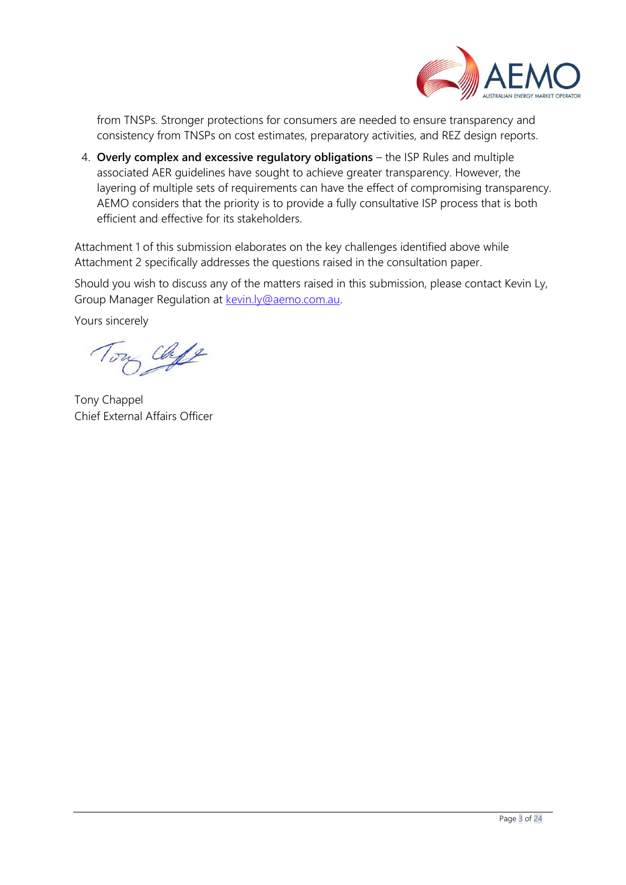from TNSPs. Stronger protections for consumers are needed to ensure transparency and consistency from TNSPs on cost estimates, preparatory activities, and REZ design reports.

4. **Overly complex and excessive regulatory obligations** – the ISP Rules and multiple associated AER guidelines have sought to achieve greater transparency. However, the layering of multiple sets of requirements can have the effect of compromising transparency. AEMO considers that the priority is to provide a fully consultative ISP process that is both efficient and effective for its stakeholders.

Attachment 1 of this submission elaborates on the key challenges identified above while Attachment 2 specifically addresses the questions raised in the consultation paper.

Should you wish to discuss any of the matters raised in this submission, please contact Kevin Ly, Group Manager Regulation at kevin.ly@aemo.com.au.

Yours sincerely

Tony Chappel
Chief External Affairs Officer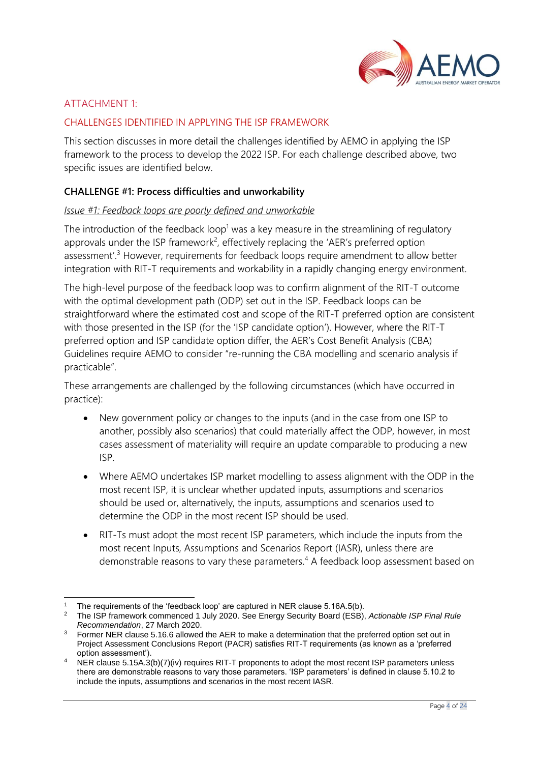ATTACHMENT 1:

## CHALLENGES IDENTIFIED IN APPLYING THE ISP FRAMEWORK

This section discusses in more detail the challenges identified by AEMO in applying the ISP framework to the process to develop the 2022 ISP. For each challenge described above, two specific issues are identified below.

### CHALLENGE #1: Process difficulties and unworkability

*Issue #1: Feedback loops are poorly defined and unworkable*

The introduction of the feedback loop[1] was a key measure in the streamlining of regulatory approvals under the ISP framework[2], effectively replacing the 'AER's preferred option assessment'.[3] However, requirements for feedback loops require amendment to allow better integration with RIT-T requirements and workability in a rapidly changing energy environment.

The high-level purpose of the feedback loop was to confirm alignment of the RIT-T outcome with the optimal development path (ODP) set out in the ISP. Feedback loops can be straightforward where the estimated cost and scope of the RIT-T preferred option are consistent with those presented in the ISP (for the 'ISP candidate option'). However, where the RIT-T preferred option and ISP candidate option differ, the AER's Cost Benefit Analysis (CBA) Guidelines require AEMO to consider "re-running the CBA modelling and scenario analysis if practicable".

These arrangements are challenged by the following circumstances (which have occurred in practice):

- New government policy or changes to the inputs (and in the case from one ISP to another, possibly also scenarios) that could materially affect the ODP, however, in most cases assessment of materiality will require an update comparable to producing a new ISP.
- Where AEMO undertakes ISP market modelling to assess alignment with the ODP in the most recent ISP, it is unclear whether updated inputs, assumptions and scenarios should be used or, alternatively, the inputs, assumptions and scenarios used to determine the ODP in the most recent ISP should be used.
- RIT-Ts must adopt the most recent ISP parameters, which include the inputs from the most recent Inputs, Assumptions and Scenarios Report (IASR), unless there are demonstrable reasons to vary these parameters.[4] A feedback loop assessment based on

---

[1] The requirements of the 'feedback loop' are captured in NER clause 5.16A.5(b).

[2] The ISP framework commenced 1 July 2020. See Energy Security Board (ESB), *Actionable ISP Final Rule Recommendation*, 27 March 2020.

[3] Former NER clause 5.16.6 allowed the AER to make a determination that the preferred option set out in Project Assessment Conclusions Report (PACR) satisfies RIT-T requirements (as known as a 'preferred option assessment').

[4] NER clause 5.15A.3(b)(7)(iv) requires RIT-T proponents to adopt the most recent ISP parameters unless there are demonstrable reasons to vary those parameters. 'ISP parameters' is defined in clause 5.10.2 to include the inputs, assumptions and scenarios in the most recent IASR.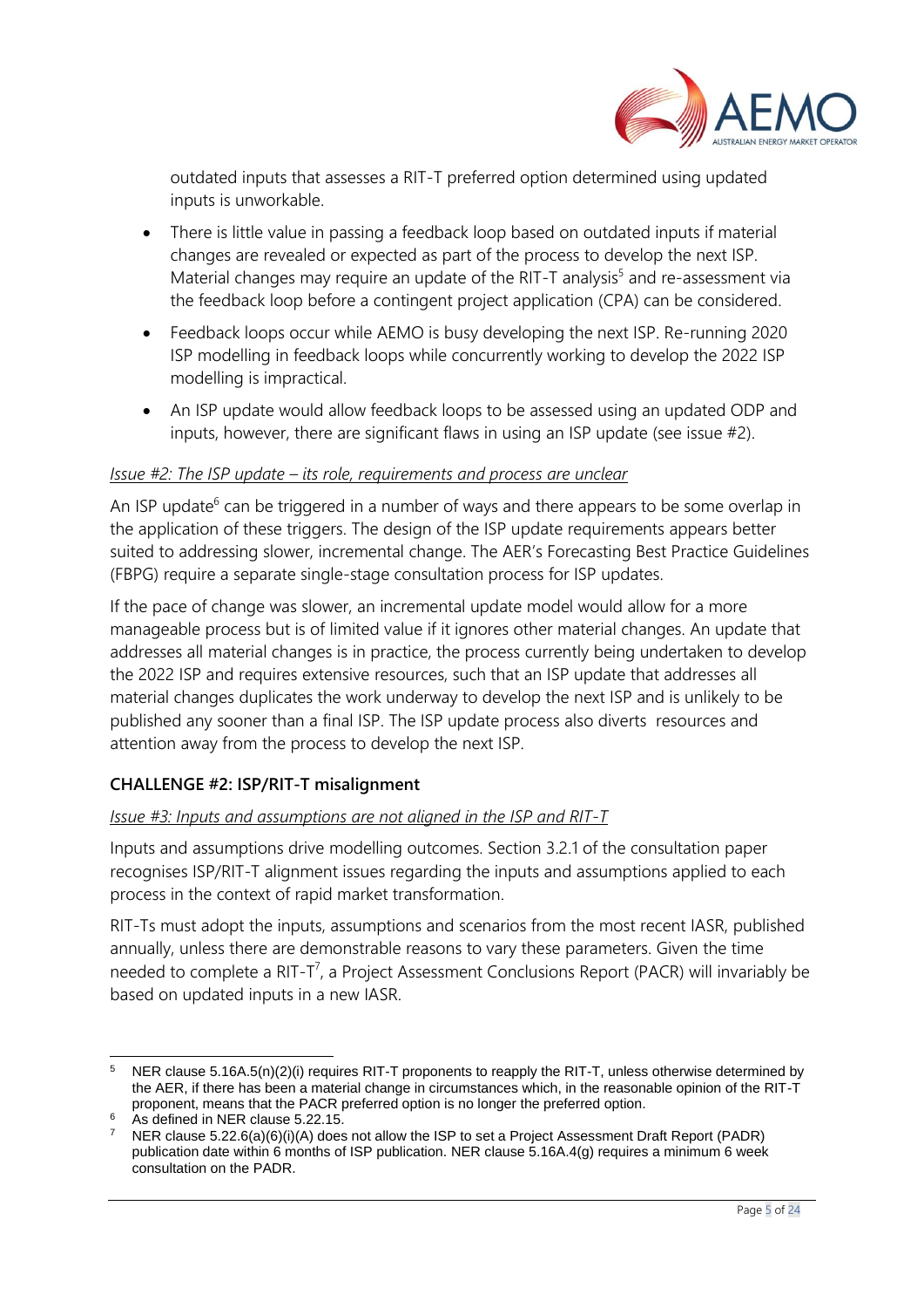outdated inputs that assesses a RIT-T preferred option determined using updated inputs is unworkable.

- There is little value in passing a feedback loop based on outdated inputs if material changes are revealed or expected as part of the process to develop the next ISP. Material changes may require an update of the RIT-T analysis[5] and re-assessment via the feedback loop before a contingent project application (CPA) can be considered.
- Feedback loops occur while AEMO is busy developing the next ISP. Re-running 2020 ISP modelling in feedback loops while concurrently working to develop the 2022 ISP modelling is impractical.
- An ISP update would allow feedback loops to be assessed using an updated ODP and inputs, however, there are significant flaws in using an ISP update (see issue #2).

*Issue #2: The ISP update – its role, requirements and process are unclear*

An ISP update[6] can be triggered in a number of ways and there appears to be some overlap in the application of these triggers. The design of the ISP update requirements appears better suited to addressing slower, incremental change. The AER's Forecasting Best Practice Guidelines (FBPG) require a separate single-stage consultation process for ISP updates.

If the pace of change was slower, an incremental update model would allow for a more manageable process but is of limited value if it ignores other material changes. An update that addresses all material changes is in practice, the process currently being undertaken to develop the 2022 ISP and requires extensive resources, such that an ISP update that addresses all material changes duplicates the work underway to develop the next ISP and is unlikely to be published any sooner than a final ISP. The ISP update process also diverts resources and attention away from the process to develop the next ISP.

**CHALLENGE #2: ISP/RIT-T misalignment**

*Issue #3: Inputs and assumptions are not aligned in the ISP and RIT-T*

Inputs and assumptions drive modelling outcomes. Section 3.2.1 of the consultation paper recognises ISP/RIT-T alignment issues regarding the inputs and assumptions applied to each process in the context of rapid market transformation.

RIT-Ts must adopt the inputs, assumptions and scenarios from the most recent IASR, published annually, unless there are demonstrable reasons to vary these parameters. Given the time needed to complete a RIT-T[7], a Project Assessment Conclusions Report (PACR) will invariably be based on updated inputs in a new IASR.

---

[5] NER clause 5.16A.5(n)(2)(i) requires RIT-T proponents to reapply the RIT-T, unless otherwise determined by the AER, if there has been a material change in circumstances which, in the reasonable opinion of the RIT-T proponent, means that the PACR preferred option is no longer the preferred option.

[6] As defined in NER clause 5.22.15.

[7] NER clause 5.22.6(a)(6)(i)(A) does not allow the ISP to set a Project Assessment Draft Report (PADR) publication date within 6 months of ISP publication. NER clause 5.16A.4(g) requires a minimum 6 week consultation on the PADR.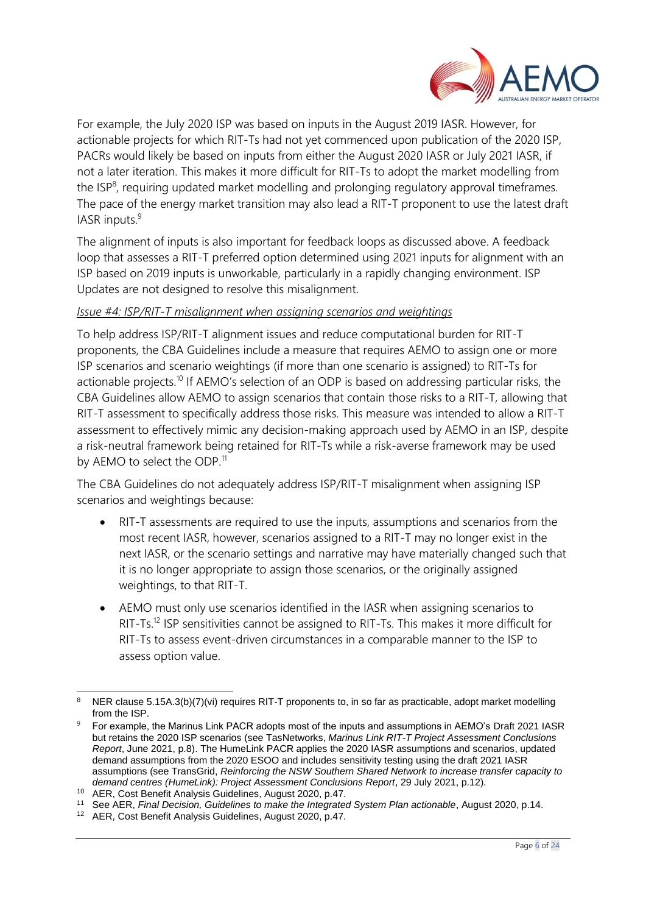For example, the July 2020 ISP was based on inputs in the August 2019 IASR. However, for actionable projects for which RIT-Ts had not yet commenced upon publication of the 2020 ISP, PACRs would likely be based on inputs from either the August 2020 IASR or July 2021 IASR, if not a later iteration. This makes it more difficult for RIT-Ts to adopt the market modelling from the ISP[8], requiring updated market modelling and prolonging regulatory approval timeframes. The pace of the energy market transition may also lead a RIT-T proponent to use the latest draft IASR inputs.[9]

The alignment of inputs is also important for feedback loops as discussed above. A feedback loop that assesses a RIT-T preferred option determined using 2021 inputs for alignment with an ISP based on 2019 inputs is unworkable, particularly in a rapidly changing environment. ISP Updates are not designed to resolve this misalignment.

*Issue #4: ISP/RIT-T misalignment when assigning scenarios and weightings*

To help address ISP/RIT-T alignment issues and reduce computational burden for RIT-T proponents, the CBA Guidelines include a measure that requires AEMO to assign one or more ISP scenarios and scenario weightings (if more than one scenario is assigned) to RIT-Ts for actionable projects.[10] If AEMO's selection of an ODP is based on addressing particular risks, the CBA Guidelines allow AEMO to assign scenarios that contain those risks to a RIT-T, allowing that RIT-T assessment to specifically address those risks. This measure was intended to allow a RIT-T assessment to effectively mimic any decision-making approach used by AEMO in an ISP, despite a risk-neutral framework being retained for RIT-Ts while a risk-averse framework may be used by AEMO to select the ODP.[11]

The CBA Guidelines do not adequately address ISP/RIT-T misalignment when assigning ISP scenarios and weightings because:

- RIT-T assessments are required to use the inputs, assumptions and scenarios from the most recent IASR, however, scenarios assigned to a RIT-T may no longer exist in the next IASR, or the scenario settings and narrative may have materially changed such that it is no longer appropriate to assign those scenarios, or the originally assigned weightings, to that RIT-T.
- AEMO must only use scenarios identified in the IASR when assigning scenarios to RIT-Ts.[12] ISP sensitivities cannot be assigned to RIT-Ts. This makes it more difficult for RIT-Ts to assess event-driven circumstances in a comparable manner to the ISP to assess option value.

---

[8] NER clause 5.15A.3(b)(7)(vi) requires RIT-T proponents to, in so far as practicable, adopt market modelling from the ISP.

[9] For example, the Marinus Link PACR adopts most of the inputs and assumptions in AEMO's Draft 2021 IASR but retains the 2020 ISP scenarios (see TasNetworks, *Marinus Link RIT-T Project Assessment Conclusions Report*, June 2021, p.8). The HumeLink PACR applies the 2020 IASR assumptions and scenarios, updated demand assumptions from the 2020 ESOO and includes sensitivity testing using the draft 2021 IASR assumptions (see TransGrid, *Reinforcing the NSW Southern Shared Network to increase transfer capacity to demand centres (HumeLink): Project Assessment Conclusions Report*, 29 July 2021, p.12).

[10] AER, Cost Benefit Analysis Guidelines, August 2020, p.47.

[11] See AER, *Final Decision, Guidelines to make the Integrated System Plan actionable*, August 2020, p.14.

[12] AER, Cost Benefit Analysis Guidelines, August 2020, p.47.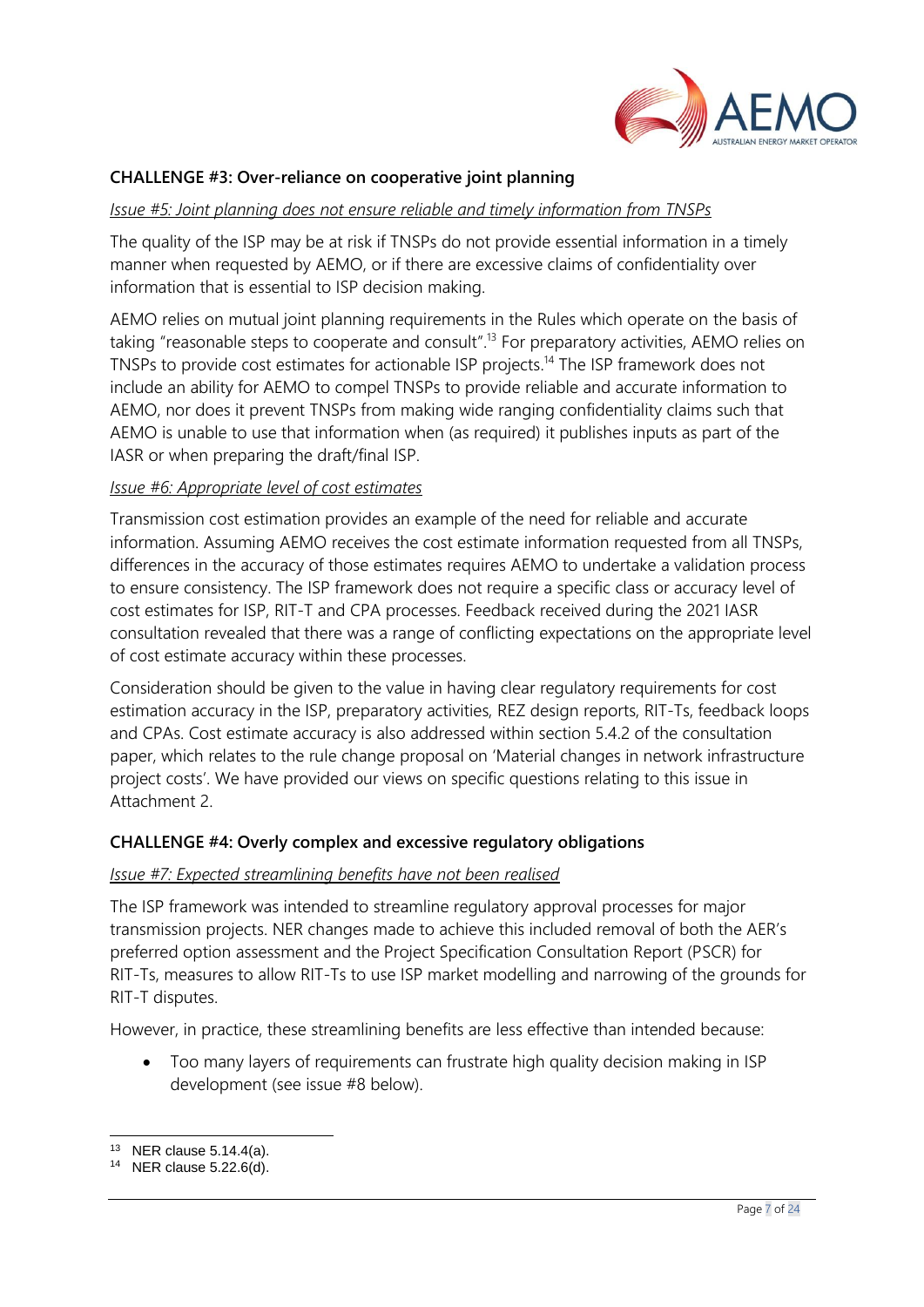**CHALLENGE #3: Over-reliance on cooperative joint planning**

*Issue #5: Joint planning does not ensure reliable and timely information from TNSPs*

The quality of the ISP may be at risk if TNSPs do not provide essential information in a timely manner when requested by AEMO, or if there are excessive claims of confidentiality over information that is essential to ISP decision making.

AEMO relies on mutual joint planning requirements in the Rules which operate on the basis of taking "reasonable steps to cooperate and consult".[13] For preparatory activities, AEMO relies on TNSPs to provide cost estimates for actionable ISP projects.[14] The ISP framework does not include an ability for AEMO to compel TNSPs to provide reliable and accurate information to AEMO, nor does it prevent TNSPs from making wide ranging confidentiality claims such that AEMO is unable to use that information when (as required) it publishes inputs as part of the IASR or when preparing the draft/final ISP.

*Issue #6: Appropriate level of cost estimates*

Transmission cost estimation provides an example of the need for reliable and accurate information. Assuming AEMO receives the cost estimate information requested from all TNSPs, differences in the accuracy of those estimates requires AEMO to undertake a validation process to ensure consistency. The ISP framework does not require a specific class or accuracy level of cost estimates for ISP, RIT-T and CPA processes. Feedback received during the 2021 IASR consultation revealed that there was a range of conflicting expectations on the appropriate level of cost estimate accuracy within these processes.

Consideration should be given to the value in having clear regulatory requirements for cost estimation accuracy in the ISP, preparatory activities, REZ design reports, RIT-Ts, feedback loops and CPAs. Cost estimate accuracy is also addressed within section 5.4.2 of the consultation paper, which relates to the rule change proposal on 'Material changes in network infrastructure project costs'. We have provided our views on specific questions relating to this issue in Attachment 2.

**CHALLENGE #4: Overly complex and excessive regulatory obligations**

*Issue #7: Expected streamlining benefits have not been realised*

The ISP framework was intended to streamline regulatory approval processes for major transmission projects. NER changes made to achieve this included removal of both the AER's preferred option assessment and the Project Specification Consultation Report (PSCR) for RIT-Ts, measures to allow RIT-Ts to use ISP market modelling and narrowing of the grounds for RIT-T disputes.

However, in practice, these streamlining benefits are less effective than intended because:

- Too many layers of requirements can frustrate high quality decision making in ISP development (see issue #8 below).

---

[13] NER clause 5.14.4(a).

[14] NER clause 5.22.6(d).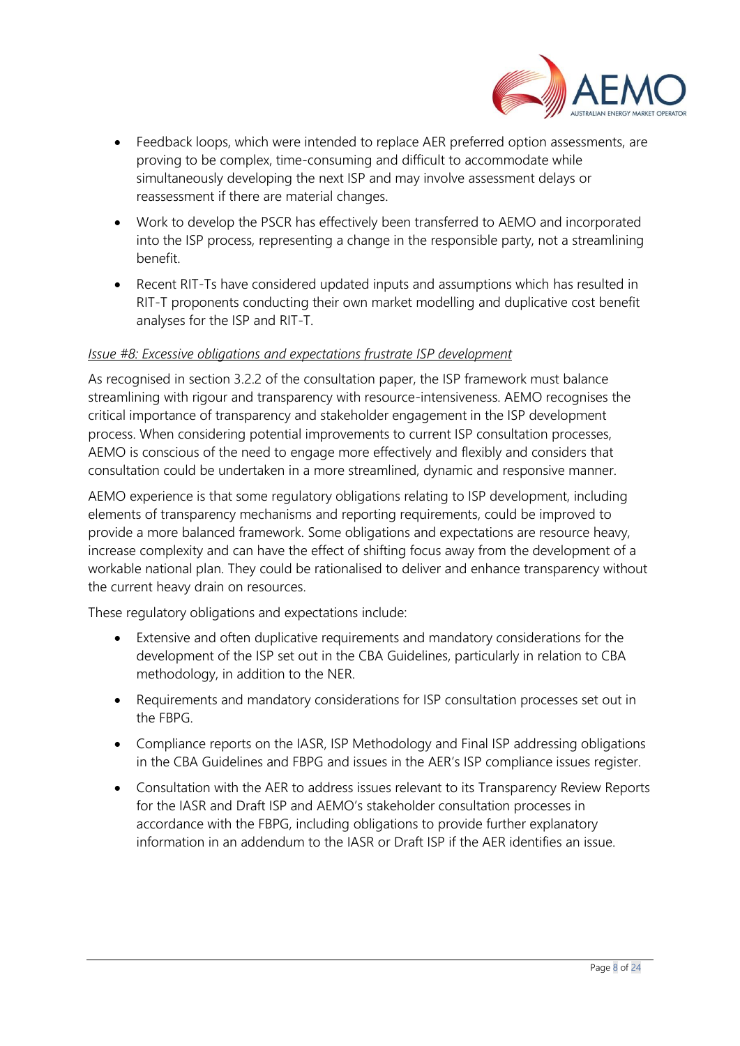- Feedback loops, which were intended to replace AER preferred option assessments, are proving to be complex, time-consuming and difficult to accommodate while simultaneously developing the next ISP and may involve assessment delays or reassessment if there are material changes.
- Work to develop the PSCR has effectively been transferred to AEMO and incorporated into the ISP process, representing a change in the responsible party, not a streamlining benefit.
- Recent RIT-Ts have considered updated inputs and assumptions which has resulted in RIT-T proponents conducting their own market modelling and duplicative cost benefit analyses for the ISP and RIT-T.

*Issue #8: Excessive obligations and expectations frustrate ISP development*

As recognised in section 3.2.2 of the consultation paper, the ISP framework must balance streamlining with rigour and transparency with resource-intensiveness. AEMO recognises the critical importance of transparency and stakeholder engagement in the ISP development process. When considering potential improvements to current ISP consultation processes, AEMO is conscious of the need to engage more effectively and flexibly and considers that consultation could be undertaken in a more streamlined, dynamic and responsive manner.

AEMO experience is that some regulatory obligations relating to ISP development, including elements of transparency mechanisms and reporting requirements, could be improved to provide a more balanced framework. Some obligations and expectations are resource heavy, increase complexity and can have the effect of shifting focus away from the development of a workable national plan. They could be rationalised to deliver and enhance transparency without the current heavy drain on resources.

These regulatory obligations and expectations include:

- Extensive and often duplicative requirements and mandatory considerations for the development of the ISP set out in the CBA Guidelines, particularly in relation to CBA methodology, in addition to the NER.
- Requirements and mandatory considerations for ISP consultation processes set out in the FBPG.
- Compliance reports on the IASR, ISP Methodology and Final ISP addressing obligations in the CBA Guidelines and FBPG and issues in the AER's ISP compliance issues register.
- Consultation with the AER to address issues relevant to its Transparency Review Reports for the IASR and Draft ISP and AEMO's stakeholder consultation processes in accordance with the FBPG, including obligations to provide further explanatory information in an addendum to the IASR or Draft ISP if the AER identifies an issue.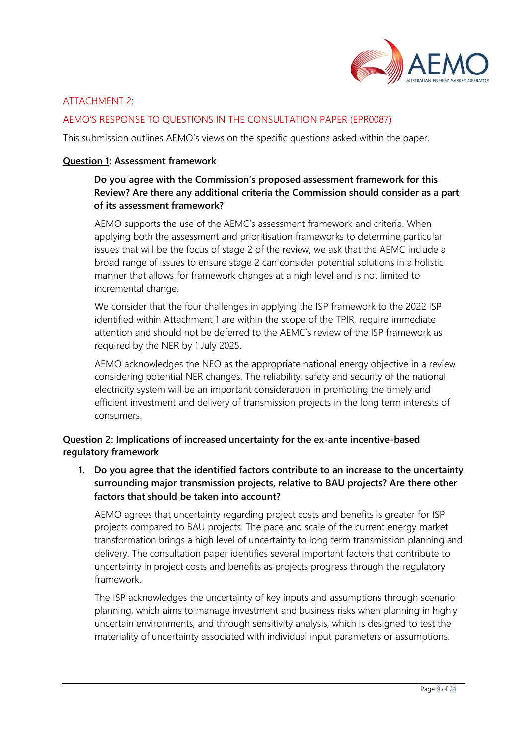ATTACHMENT 2:

AEMO'S RESPONSE TO QUESTIONS IN THE CONSULTATION PAPER (EPR0087)

This submission outlines AEMO's views on the specific questions asked within the paper.

**Question 1: Assessment framework**

> **Do you agree with the Commission's proposed assessment framework for this Review? Are there any additional criteria the Commission should consider as a part of its assessment framework?**
>
> AEMO supports the use of the AEMC's assessment framework and criteria. When applying both the assessment and prioritisation frameworks to determine particular issues that will be the focus of stage 2 of the review, we ask that the AEMC include a broad range of issues to ensure stage 2 can consider potential solutions in a holistic manner that allows for framework changes at a high level and is not limited to incremental change.
>
> We consider that the four challenges in applying the ISP framework to the 2022 ISP identified within Attachment 1 are within the scope of the TPIR, require immediate attention and should not be deferred to the AEMC's review of the ISP framework as required by the NER by 1 July 2025.
>
> AEMO acknowledges the NEO as the appropriate national energy objective in a review considering potential NER changes. The reliability, safety and security of the national electricity system will be an important consideration in promoting the timely and efficient investment and delivery of transmission projects in the long term interests of consumers.

**Question 2: Implications of increased uncertainty for the ex-ante incentive-based regulatory framework**

1. **Do you agree that the identified factors contribute to an increase to the uncertainty surrounding major transmission projects, relative to BAU projects? Are there other factors that should be taken into account?**

   AEMO agrees that uncertainty regarding project costs and benefits is greater for ISP projects compared to BAU projects. The pace and scale of the current energy market transformation brings a high level of uncertainty to long term transmission planning and delivery. The consultation paper identifies several important factors that contribute to uncertainty in project costs and benefits as projects progress through the regulatory framework.

   The ISP acknowledges the uncertainty of key inputs and assumptions through scenario planning, which aims to manage investment and business risks when planning in highly uncertain environments, and through sensitivity analysis, which is designed to test the materiality of uncertainty associated with individual input parameters or assumptions.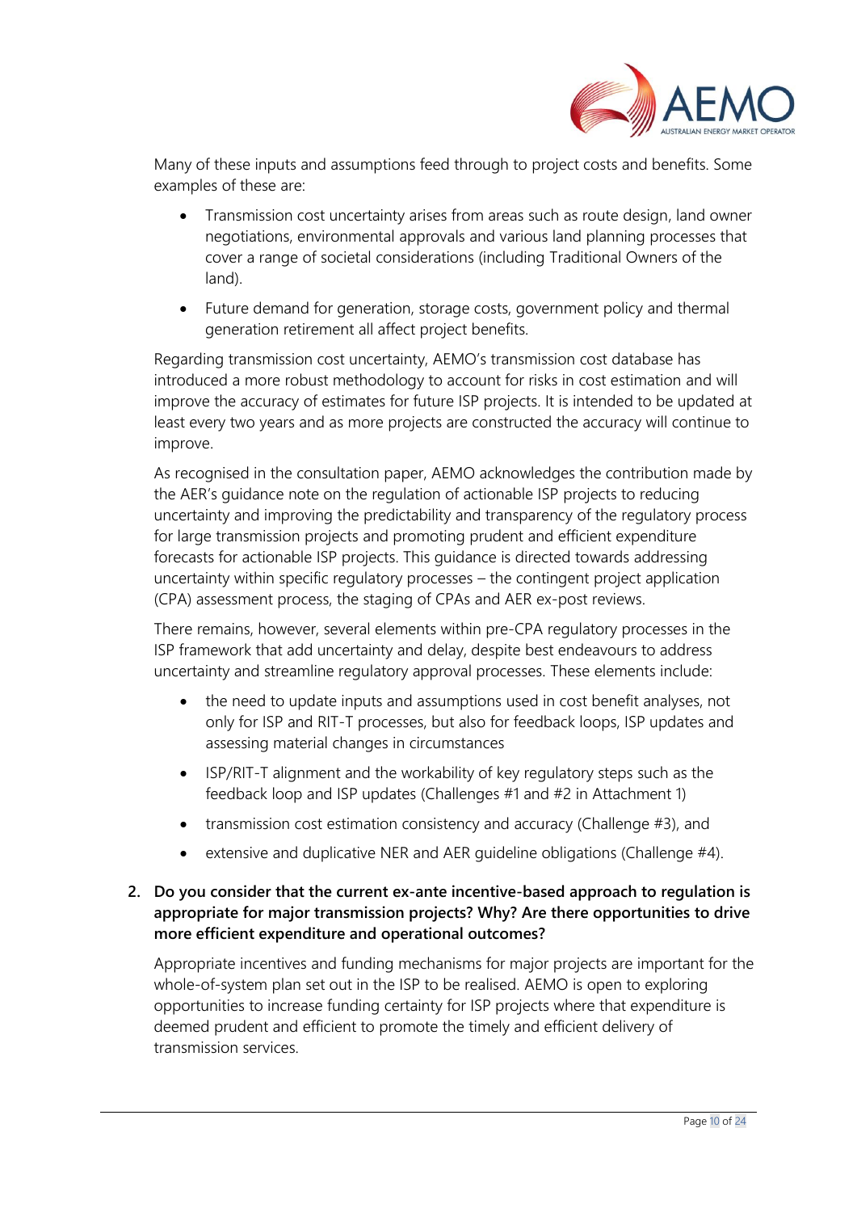Many of these inputs and assumptions feed through to project costs and benefits. Some examples of these are:

- Transmission cost uncertainty arises from areas such as route design, land owner negotiations, environmental approvals and various land planning processes that cover a range of societal considerations (including Traditional Owners of the land).
- Future demand for generation, storage costs, government policy and thermal generation retirement all affect project benefits.

Regarding transmission cost uncertainty, AEMO's transmission cost database has introduced a more robust methodology to account for risks in cost estimation and will improve the accuracy of estimates for future ISP projects. It is intended to be updated at least every two years and as more projects are constructed the accuracy will continue to improve.

As recognised in the consultation paper, AEMO acknowledges the contribution made by the AER's guidance note on the regulation of actionable ISP projects to reducing uncertainty and improving the predictability and transparency of the regulatory process for large transmission projects and promoting prudent and efficient expenditure forecasts for actionable ISP projects. This guidance is directed towards addressing uncertainty within specific regulatory processes – the contingent project application (CPA) assessment process, the staging of CPAs and AER ex-post reviews.

There remains, however, several elements within pre-CPA regulatory processes in the ISP framework that add uncertainty and delay, despite best endeavours to address uncertainty and streamline regulatory approval processes. These elements include:

- the need to update inputs and assumptions used in cost benefit analyses, not only for ISP and RIT-T processes, but also for feedback loops, ISP updates and assessing material changes in circumstances
- ISP/RIT-T alignment and the workability of key regulatory steps such as the feedback loop and ISP updates (Challenges #1 and #2 in Attachment 1)
- transmission cost estimation consistency and accuracy (Challenge #3), and
- extensive and duplicative NER and AER guideline obligations (Challenge #4).

2. **Do you consider that the current ex-ante incentive-based approach to regulation is appropriate for major transmission projects? Why? Are there opportunities to drive more efficient expenditure and operational outcomes?**

Appropriate incentives and funding mechanisms for major projects are important for the whole-of-system plan set out in the ISP to be realised. AEMO is open to exploring opportunities to increase funding certainty for ISP projects where that expenditure is deemed prudent and efficient to promote the timely and efficient delivery of transmission services.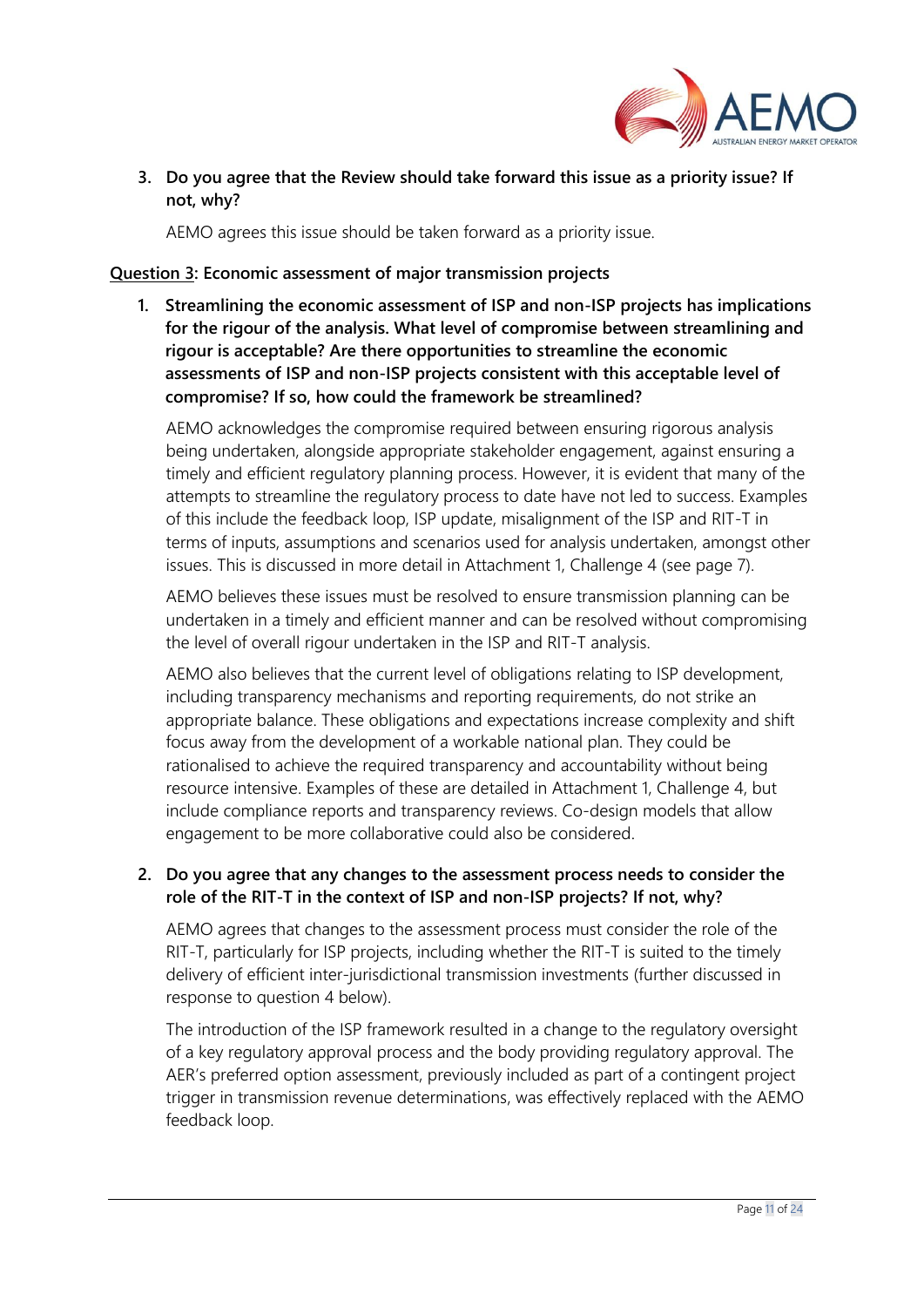3. **Do you agree that the Review should take forward this issue as a priority issue? If not, why?**

   AEMO agrees this issue should be taken forward as a priority issue.

**<u>Question 3</u>: Economic assessment of major transmission projects**

1. **Streamlining the economic assessment of ISP and non-ISP projects has implications for the rigour of the analysis. What level of compromise between streamlining and rigour is acceptable? Are there opportunities to streamline the economic assessments of ISP and non-ISP projects consistent with this acceptable level of compromise? If so, how could the framework be streamlined?**

   AEMO acknowledges the compromise required between ensuring rigorous analysis being undertaken, alongside appropriate stakeholder engagement, against ensuring a timely and efficient regulatory planning process. However, it is evident that many of the attempts to streamline the regulatory process to date have not led to success. Examples of this include the feedback loop, ISP update, misalignment of the ISP and RIT-T in terms of inputs, assumptions and scenarios used for analysis undertaken, amongst other issues. This is discussed in more detail in Attachment 1, Challenge 4 (see page 7).

   AEMO believes these issues must be resolved to ensure transmission planning can be undertaken in a timely and efficient manner and can be resolved without compromising the level of overall rigour undertaken in the ISP and RIT-T analysis.

   AEMO also believes that the current level of obligations relating to ISP development, including transparency mechanisms and reporting requirements, do not strike an appropriate balance. These obligations and expectations increase complexity and shift focus away from the development of a workable national plan. They could be rationalised to achieve the required transparency and accountability without being resource intensive. Examples of these are detailed in Attachment 1, Challenge 4, but include compliance reports and transparency reviews. Co-design models that allow engagement to be more collaborative could also be considered.

2. **Do you agree that any changes to the assessment process needs to consider the role of the RIT-T in the context of ISP and non-ISP projects? If not, why?**

   AEMO agrees that changes to the assessment process must consider the role of the RIT-T, particularly for ISP projects, including whether the RIT-T is suited to the timely delivery of efficient inter-jurisdictional transmission investments (further discussed in response to question 4 below).

   The introduction of the ISP framework resulted in a change to the regulatory oversight of a key regulatory approval process and the body providing regulatory approval. The AER's preferred option assessment, previously included as part of a contingent project trigger in transmission revenue determinations, was effectively replaced with the AEMO feedback loop.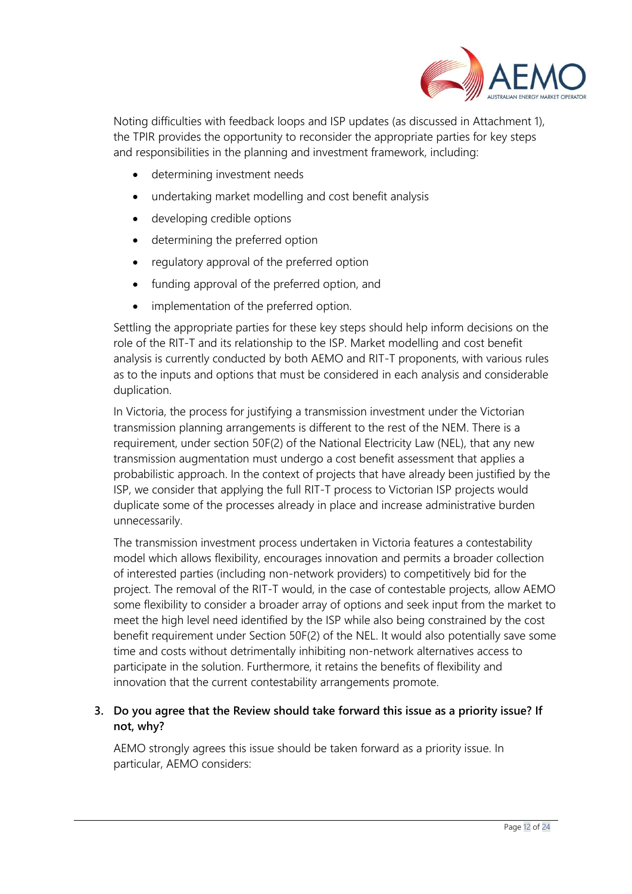Noting difficulties with feedback loops and ISP updates (as discussed in Attachment 1), the TPIR provides the opportunity to reconsider the appropriate parties for key steps and responsibilities in the planning and investment framework, including:

- determining investment needs
- undertaking market modelling and cost benefit analysis
- developing credible options
- determining the preferred option
- regulatory approval of the preferred option
- funding approval of the preferred option, and
- implementation of the preferred option.

Settling the appropriate parties for these key steps should help inform decisions on the role of the RIT-T and its relationship to the ISP. Market modelling and cost benefit analysis is currently conducted by both AEMO and RIT-T proponents, with various rules as to the inputs and options that must be considered in each analysis and considerable duplication.

In Victoria, the process for justifying a transmission investment under the Victorian transmission planning arrangements is different to the rest of the NEM. There is a requirement, under section 50F(2) of the National Electricity Law (NEL), that any new transmission augmentation must undergo a cost benefit assessment that applies a probabilistic approach. In the context of projects that have already been justified by the ISP, we consider that applying the full RIT-T process to Victorian ISP projects would duplicate some of the processes already in place and increase administrative burden unnecessarily.

The transmission investment process undertaken in Victoria features a contestability model which allows flexibility, encourages innovation and permits a broader collection of interested parties (including non-network providers) to competitively bid for the project. The removal of the RIT-T would, in the case of contestable projects, allow AEMO some flexibility to consider a broader array of options and seek input from the market to meet the high level need identified by the ISP while also being constrained by the cost benefit requirement under Section 50F(2) of the NEL. It would also potentially save some time and costs without detrimentally inhibiting non-network alternatives access to participate in the solution. Furthermore, it retains the benefits of flexibility and innovation that the current contestability arrangements promote.

**3. Do you agree that the Review should take forward this issue as a priority issue? If not, why?**

AEMO strongly agrees this issue should be taken forward as a priority issue. In particular, AEMO considers: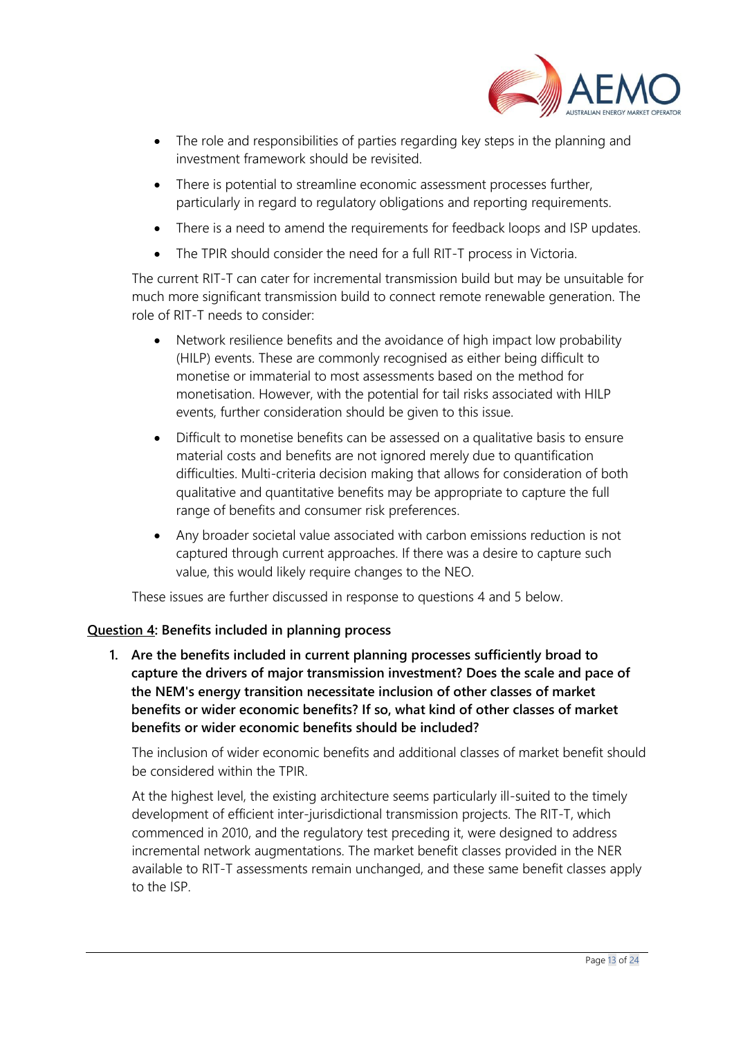- The role and responsibilities of parties regarding key steps in the planning and investment framework should be revisited.
- There is potential to streamline economic assessment processes further, particularly in regard to regulatory obligations and reporting requirements.
- There is a need to amend the requirements for feedback loops and ISP updates.
- The TPIR should consider the need for a full RIT-T process in Victoria.

The current RIT-T can cater for incremental transmission build but may be unsuitable for much more significant transmission build to connect remote renewable generation. The role of RIT-T needs to consider:

- Network resilience benefits and the avoidance of high impact low probability (HILP) events. These are commonly recognised as either being difficult to monetise or immaterial to most assessments based on the method for monetisation. However, with the potential for tail risks associated with HILP events, further consideration should be given to this issue.
- Difficult to monetise benefits can be assessed on a qualitative basis to ensure material costs and benefits are not ignored merely due to quantification difficulties. Multi-criteria decision making that allows for consideration of both qualitative and quantitative benefits may be appropriate to capture the full range of benefits and consumer risk preferences.
- Any broader societal value associated with carbon emissions reduction is not captured through current approaches. If there was a desire to capture such value, this would likely require changes to the NEO.

These issues are further discussed in response to questions 4 and 5 below.

**Question 4: Benefits included in planning process**

1. **Are the benefits included in current planning processes sufficiently broad to capture the drivers of major transmission investment? Does the scale and pace of the NEM's energy transition necessitate inclusion of other classes of market benefits or wider economic benefits? If so, what kind of other classes of market benefits or wider economic benefits should be included?**

   The inclusion of wider economic benefits and additional classes of market benefit should be considered within the TPIR.

   At the highest level, the existing architecture seems particularly ill-suited to the timely development of efficient inter-jurisdictional transmission projects. The RIT-T, which commenced in 2010, and the regulatory test preceding it, were designed to address incremental network augmentations. The market benefit classes provided in the NER available to RIT-T assessments remain unchanged, and these same benefit classes apply to the ISP.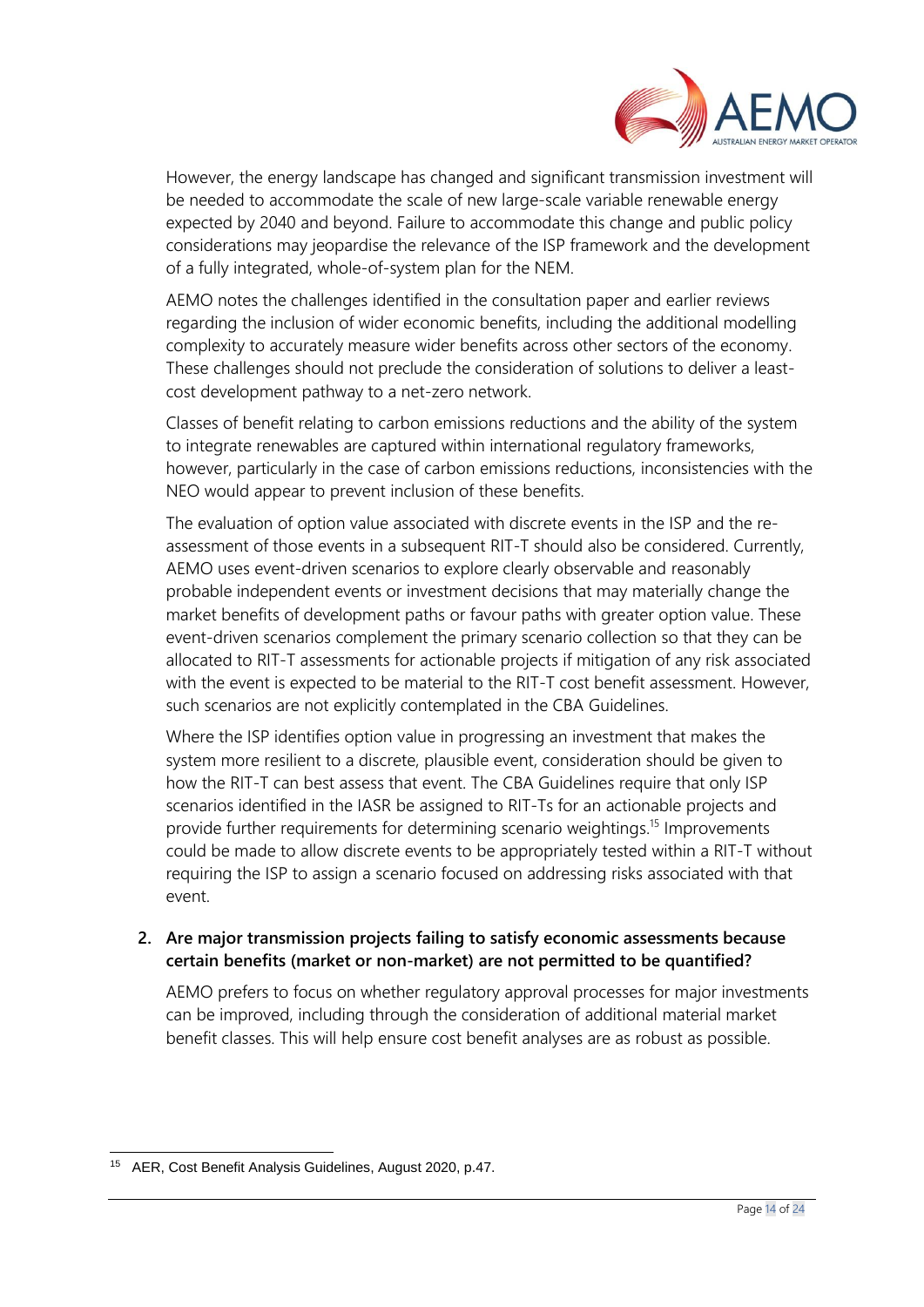However, the energy landscape has changed and significant transmission investment will be needed to accommodate the scale of new large-scale variable renewable energy expected by 2040 and beyond. Failure to accommodate this change and public policy considerations may jeopardise the relevance of the ISP framework and the development of a fully integrated, whole-of-system plan for the NEM.

AEMO notes the challenges identified in the consultation paper and earlier reviews regarding the inclusion of wider economic benefits, including the additional modelling complexity to accurately measure wider benefits across other sectors of the economy. These challenges should not preclude the consideration of solutions to deliver a least-cost development pathway to a net-zero network.

Classes of benefit relating to carbon emissions reductions and the ability of the system to integrate renewables are captured within international regulatory frameworks, however, particularly in the case of carbon emissions reductions, inconsistencies with the NEO would appear to prevent inclusion of these benefits.

The evaluation of option value associated with discrete events in the ISP and the re-assessment of those events in a subsequent RIT-T should also be considered. Currently, AEMO uses event-driven scenarios to explore clearly observable and reasonably probable independent events or investment decisions that may materially change the market benefits of development paths or favour paths with greater option value. These event-driven scenarios complement the primary scenario collection so that they can be allocated to RIT-T assessments for actionable projects if mitigation of any risk associated with the event is expected to be material to the RIT-T cost benefit assessment. However, such scenarios are not explicitly contemplated in the CBA Guidelines.

Where the ISP identifies option value in progressing an investment that makes the system more resilient to a discrete, plausible event, consideration should be given to how the RIT-T can best assess that event. The CBA Guidelines require that only ISP scenarios identified in the IASR be assigned to RIT-Ts for an actionable projects and provide further requirements for determining scenario weightings.[15] Improvements could be made to allow discrete events to be appropriately tested within a RIT-T without requiring the ISP to assign a scenario focused on addressing risks associated with that event.

2. **Are major transmission projects failing to satisfy economic assessments because certain benefits (market or non-market) are not permitted to be quantified?**

AEMO prefers to focus on whether regulatory approval processes for major investments can be improved, including through the consideration of additional material market benefit classes. This will help ensure cost benefit analyses are as robust as possible.

[15] AER, Cost Benefit Analysis Guidelines, August 2020, p.47.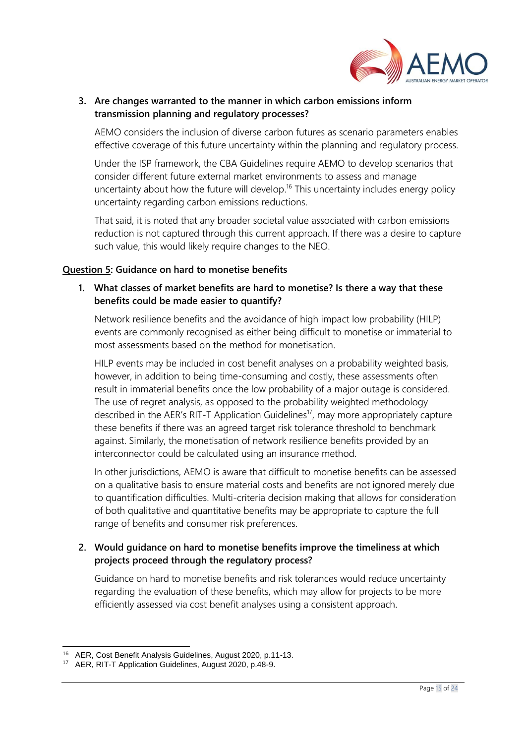3. **Are changes warranted to the manner in which carbon emissions inform transmission planning and regulatory processes?**

   AEMO considers the inclusion of diverse carbon futures as scenario parameters enables effective coverage of this future uncertainty within the planning and regulatory process.

   Under the ISP framework, the CBA Guidelines require AEMO to develop scenarios that consider different future external market environments to assess and manage uncertainty about how the future will develop.[16] This uncertainty includes energy policy uncertainty regarding carbon emissions reductions.

   That said, it is noted that any broader societal value associated with carbon emissions reduction is not captured through this current approach. If there was a desire to capture such value, this would likely require changes to the NEO.

**<u>Question 5</u>: Guidance on hard to monetise benefits**

1. **What classes of market benefits are hard to monetise? Is there a way that these benefits could be made easier to quantify?**

   Network resilience benefits and the avoidance of high impact low probability (HILP) events are commonly recognised as either being difficult to monetise or immaterial to most assessments based on the method for monetisation.

   HILP events may be included in cost benefit analyses on a probability weighted basis, however, in addition to being time-consuming and costly, these assessments often result in immaterial benefits once the low probability of a major outage is considered. The use of regret analysis, as opposed to the probability weighted methodology described in the AER's RIT-T Application Guidelines[17], may more appropriately capture these benefits if there was an agreed target risk tolerance threshold to benchmark against. Similarly, the monetisation of network resilience benefits provided by an interconnector could be calculated using an insurance method.

   In other jurisdictions, AEMO is aware that difficult to monetise benefits can be assessed on a qualitative basis to ensure material costs and benefits are not ignored merely due to quantification difficulties. Multi-criteria decision making that allows for consideration of both qualitative and quantitative benefits may be appropriate to capture the full range of benefits and consumer risk preferences.

2. **Would guidance on hard to monetise benefits improve the timeliness at which projects proceed through the regulatory process?**

   Guidance on hard to monetise benefits and risk tolerances would reduce uncertainty regarding the evaluation of these benefits, which may allow for projects to be more efficiently assessed via cost benefit analyses using a consistent approach.

---

[16] AER, Cost Benefit Analysis Guidelines, August 2020, p.11-13.

[17] AER, RIT-T Application Guidelines, August 2020, p.48-9.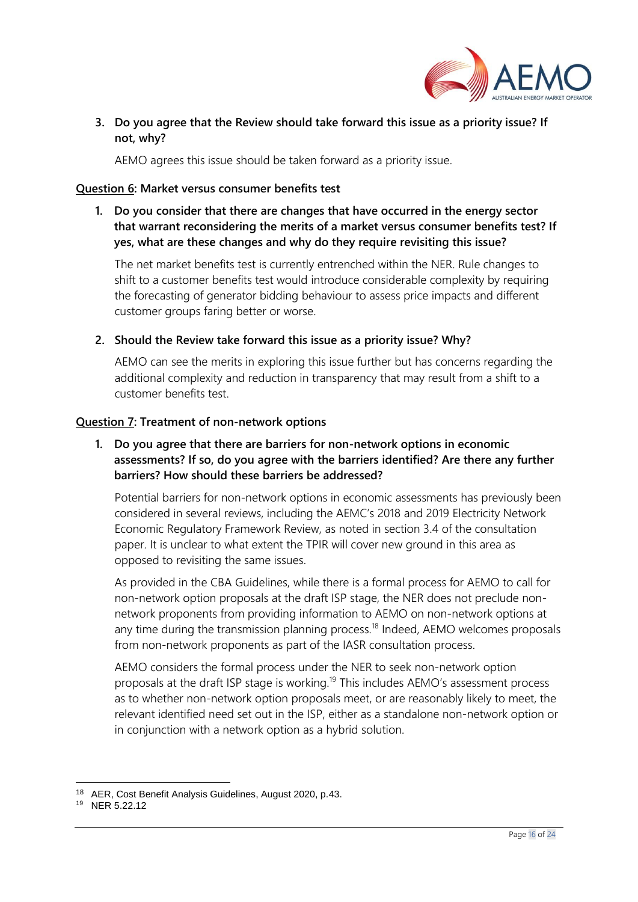3. **Do you agree that the Review should take forward this issue as a priority issue? If not, why?**

   AEMO agrees this issue should be taken forward as a priority issue.

**Question 6: Market versus consumer benefits test**

1. **Do you consider that there are changes that have occurred in the energy sector that warrant reconsidering the merits of a market versus consumer benefits test? If yes, what are these changes and why do they require revisiting this issue?**

   The net market benefits test is currently entrenched within the NER. Rule changes to shift to a customer benefits test would introduce considerable complexity by requiring the forecasting of generator bidding behaviour to assess price impacts and different customer groups faring better or worse.

2. **Should the Review take forward this issue as a priority issue? Why?**

   AEMO can see the merits in exploring this issue further but has concerns regarding the additional complexity and reduction in transparency that may result from a shift to a customer benefits test.

**Question 7: Treatment of non-network options**

1. **Do you agree that there are barriers for non-network options in economic assessments? If so, do you agree with the barriers identified? Are there any further barriers? How should these barriers be addressed?**

   Potential barriers for non-network options in economic assessments has previously been considered in several reviews, including the AEMC's 2018 and 2019 Electricity Network Economic Regulatory Framework Review, as noted in section 3.4 of the consultation paper. It is unclear to what extent the TPIR will cover new ground in this area as opposed to revisiting the same issues.

   As provided in the CBA Guidelines, while there is a formal process for AEMO to call for non-network option proposals at the draft ISP stage, the NER does not preclude non-network proponents from providing information to AEMO on non-network options at any time during the transmission planning process.[18] Indeed, AEMO welcomes proposals from non-network proponents as part of the IASR consultation process.

   AEMO considers the formal process under the NER to seek non-network option proposals at the draft ISP stage is working.[19] This includes AEMO's assessment process as to whether non-network option proposals meet, or are reasonably likely to meet, the relevant identified need set out in the ISP, either as a standalone non-network option or in conjunction with a network option as a hybrid solution.

---

[18] AER, Cost Benefit Analysis Guidelines, August 2020, p.43.

[19] NER 5.22.12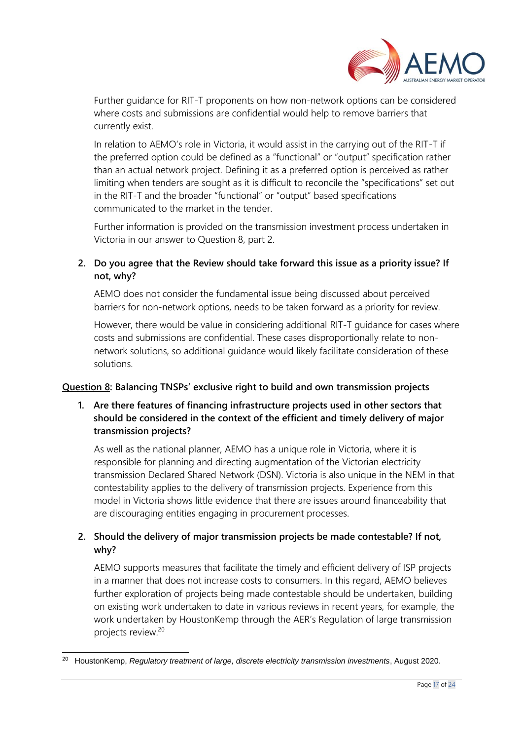Further guidance for RIT-T proponents on how non-network options can be considered where costs and submissions are confidential would help to remove barriers that currently exist.

In relation to AEMO's role in Victoria, it would assist in the carrying out of the RIT-T if the preferred option could be defined as a "functional" or "output" specification rather than an actual network project. Defining it as a preferred option is perceived as rather limiting when tenders are sought as it is difficult to reconcile the "specifications" set out in the RIT-T and the broader "functional" or "output" based specifications communicated to the market in the tender.

Further information is provided on the transmission investment process undertaken in Victoria in our answer to Question 8, part 2.

2. **Do you agree that the Review should take forward this issue as a priority issue? If not, why?**

   AEMO does not consider the fundamental issue being discussed about perceived barriers for non-network options, needs to be taken forward as a priority for review.

   However, there would be value in considering additional RIT-T guidance for cases where costs and submissions are confidential. These cases disproportionally relate to non-network solutions, so additional guidance would likely facilitate consideration of these solutions.

**<u>Question 8</u>: Balancing TNSPs' exclusive right to build and own transmission projects**

1. **Are there features of financing infrastructure projects used in other sectors that should be considered in the context of the efficient and timely delivery of major transmission projects?**

   As well as the national planner, AEMO has a unique role in Victoria, where it is responsible for planning and directing augmentation of the Victorian electricity transmission Declared Shared Network (DSN). Victoria is also unique in the NEM in that contestability applies to the delivery of transmission projects. Experience from this model in Victoria shows little evidence that there are issues around financeability that are discouraging entities engaging in procurement processes.

2. **Should the delivery of major transmission projects be made contestable? If not, why?**

   AEMO supports measures that facilitate the timely and efficient delivery of ISP projects in a manner that does not increase costs to consumers. In this regard, AEMO believes further exploration of projects being made contestable should be undertaken, building on existing work undertaken to date in various reviews in recent years, for example, the work undertaken by HoustonKemp through the AER's Regulation of large transmission projects review.[20]

---

[20] HoustonKemp, *Regulatory treatment of large, discrete electricity transmission investments*, August 2020.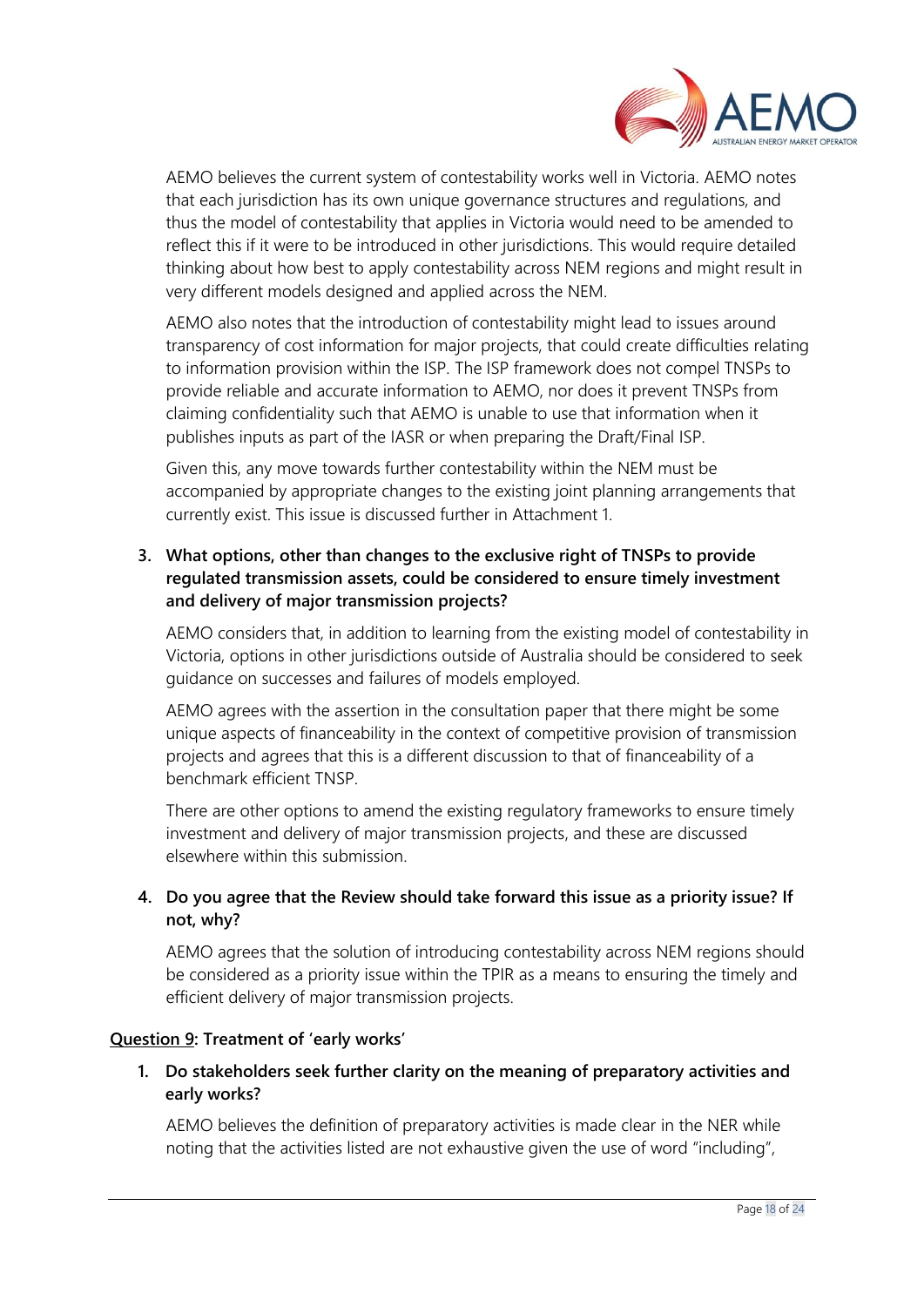AEMO believes the current system of contestability works well in Victoria. AEMO notes that each jurisdiction has its own unique governance structures and regulations, and thus the model of contestability that applies in Victoria would need to be amended to reflect this if it were to be introduced in other jurisdictions. This would require detailed thinking about how best to apply contestability across NEM regions and might result in very different models designed and applied across the NEM.

AEMO also notes that the introduction of contestability might lead to issues around transparency of cost information for major projects, that could create difficulties relating to information provision within the ISP. The ISP framework does not compel TNSPs to provide reliable and accurate information to AEMO, nor does it prevent TNSPs from claiming confidentiality such that AEMO is unable to use that information when it publishes inputs as part of the IASR or when preparing the Draft/Final ISP.

Given this, any move towards further contestability within the NEM must be accompanied by appropriate changes to the existing joint planning arrangements that currently exist. This issue is discussed further in Attachment 1.

3. **What options, other than changes to the exclusive right of TNSPs to provide regulated transmission assets, could be considered to ensure timely investment and delivery of major transmission projects?**

   AEMO considers that, in addition to learning from the existing model of contestability in Victoria, options in other jurisdictions outside of Australia should be considered to seek guidance on successes and failures of models employed.

   AEMO agrees with the assertion in the consultation paper that there might be some unique aspects of financeability in the context of competitive provision of transmission projects and agrees that this is a different discussion to that of financeability of a benchmark efficient TNSP.

   There are other options to amend the existing regulatory frameworks to ensure timely investment and delivery of major transmission projects, and these are discussed elsewhere within this submission.

4. **Do you agree that the Review should take forward this issue as a priority issue? If not, why?**

   AEMO agrees that the solution of introducing contestability across NEM regions should be considered as a priority issue within the TPIR as a means to ensuring the timely and efficient delivery of major transmission projects.

**<u>Question 9</u>: Treatment of 'early works'**

1. **Do stakeholders seek further clarity on the meaning of preparatory activities and early works?**

   AEMO believes the definition of preparatory activities is made clear in the NER while noting that the activities listed are not exhaustive given the use of word "including",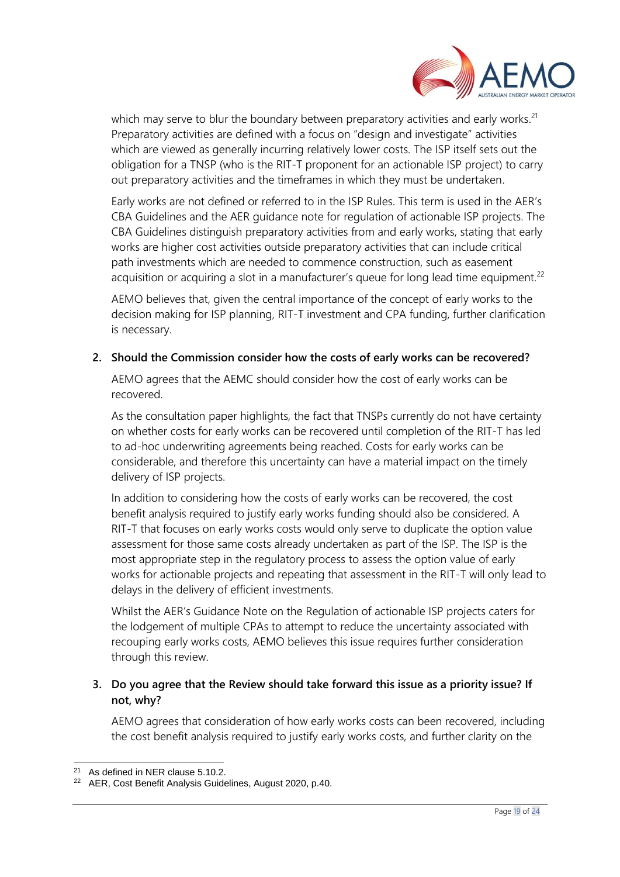which may serve to blur the boundary between preparatory activities and early works.[21] Preparatory activities are defined with a focus on "design and investigate" activities which are viewed as generally incurring relatively lower costs. The ISP itself sets out the obligation for a TNSP (who is the RIT-T proponent for an actionable ISP project) to carry out preparatory activities and the timeframes in which they must be undertaken.

Early works are not defined or referred to in the ISP Rules. This term is used in the AER's CBA Guidelines and the AER guidance note for regulation of actionable ISP projects. The CBA Guidelines distinguish preparatory activities from and early works, stating that early works are higher cost activities outside preparatory activities that can include critical path investments which are needed to commence construction, such as easement acquisition or acquiring a slot in a manufacturer's queue for long lead time equipment.[22]

AEMO believes that, given the central importance of the concept of early works to the decision making for ISP planning, RIT-T investment and CPA funding, further clarification is necessary.

2. **Should the Commission consider how the costs of early works can be recovered?**

   AEMO agrees that the AEMC should consider how the cost of early works can be recovered.

   As the consultation paper highlights, the fact that TNSPs currently do not have certainty on whether costs for early works can be recovered until completion of the RIT-T has led to ad-hoc underwriting agreements being reached. Costs for early works can be considerable, and therefore this uncertainty can have a material impact on the timely delivery of ISP projects.

   In addition to considering how the costs of early works can be recovered, the cost benefit analysis required to justify early works funding should also be considered. A RIT-T that focuses on early works costs would only serve to duplicate the option value assessment for those same costs already undertaken as part of the ISP. The ISP is the most appropriate step in the regulatory process to assess the option value of early works for actionable projects and repeating that assessment in the RIT-T will only lead to delays in the delivery of efficient investments.

   Whilst the AER's Guidance Note on the Regulation of actionable ISP projects caters for the lodgement of multiple CPAs to attempt to reduce the uncertainty associated with recouping early works costs, AEMO believes this issue requires further consideration through this review.

3. **Do you agree that the Review should take forward this issue as a priority issue? If not, why?**

   AEMO agrees that consideration of how early works costs can been recovered, including the cost benefit analysis required to justify early works costs, and further clarity on the

[21] As defined in NER clause 5.10.2.

[22] AER, Cost Benefit Analysis Guidelines, August 2020, p.40.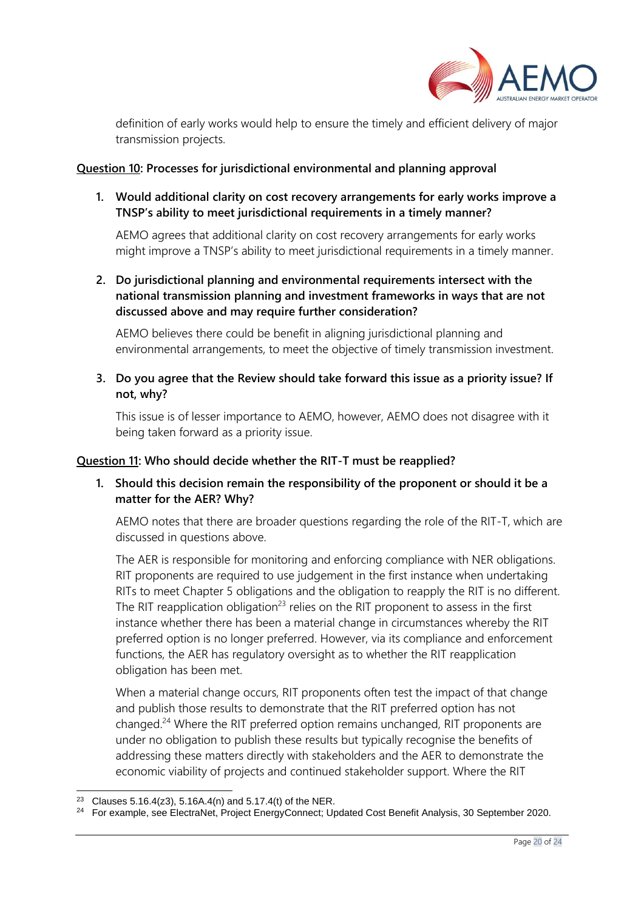definition of early works would help to ensure the timely and efficient delivery of major transmission projects.

**Question 10: Processes for jurisdictional environmental and planning approval**

1. **Would additional clarity on cost recovery arrangements for early works improve a TNSP's ability to meet jurisdictional requirements in a timely manner?**

   AEMO agrees that additional clarity on cost recovery arrangements for early works might improve a TNSP's ability to meet jurisdictional requirements in a timely manner.

2. **Do jurisdictional planning and environmental requirements intersect with the national transmission planning and investment frameworks in ways that are not discussed above and may require further consideration?**

   AEMO believes there could be benefit in aligning jurisdictional planning and environmental arrangements, to meet the objective of timely transmission investment.

3. **Do you agree that the Review should take forward this issue as a priority issue? If not, why?**

   This issue is of lesser importance to AEMO, however, AEMO does not disagree with it being taken forward as a priority issue.

**Question 11: Who should decide whether the RIT-T must be reapplied?**

1. **Should this decision remain the responsibility of the proponent or should it be a matter for the AER? Why?**

   AEMO notes that there are broader questions regarding the role of the RIT-T, which are discussed in questions above.

   The AER is responsible for monitoring and enforcing compliance with NER obligations. RIT proponents are required to use judgement in the first instance when undertaking RITs to meet Chapter 5 obligations and the obligation to reapply the RIT is no different. The RIT reapplication obligation[23] relies on the RIT proponent to assess in the first instance whether there has been a material change in circumstances whereby the RIT preferred option is no longer preferred. However, via its compliance and enforcement functions, the AER has regulatory oversight as to whether the RIT reapplication obligation has been met.

   When a material change occurs, RIT proponents often test the impact of that change and publish those results to demonstrate that the RIT preferred option has not changed.[24] Where the RIT preferred option remains unchanged, RIT proponents are under no obligation to publish these results but typically recognise the benefits of addressing these matters directly with stakeholders and the AER to demonstrate the economic viability of projects and continued stakeholder support. Where the RIT

---

[23] Clauses 5.16.4(z3), 5.16A.4(n) and 5.17.4(t) of the NER.

[24] For example, see ElectraNet, Project EnergyConnect; Updated Cost Benefit Analysis, 30 September 2020.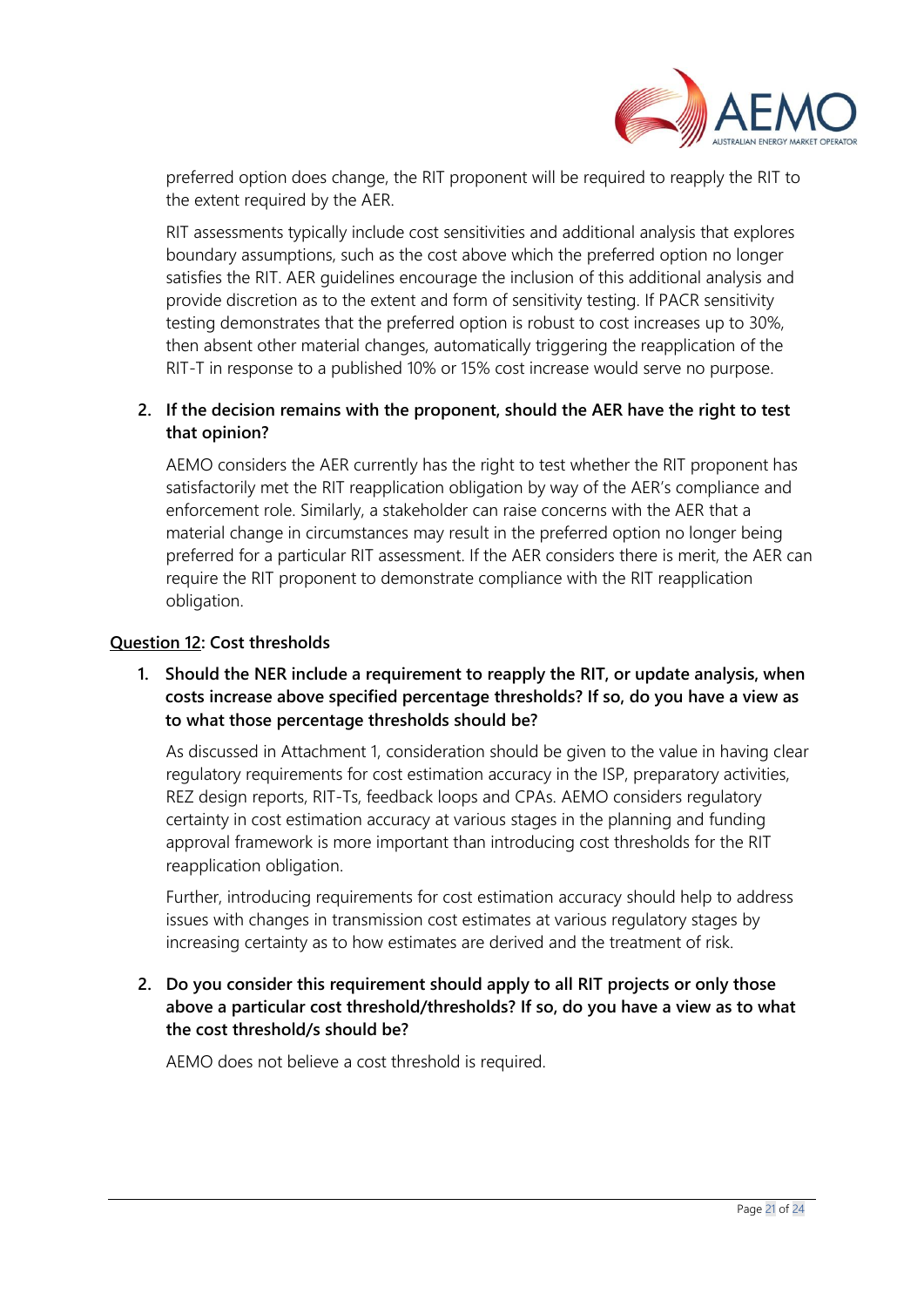preferred option does change, the RIT proponent will be required to reapply the RIT to the extent required by the AER.

RIT assessments typically include cost sensitivities and additional analysis that explores boundary assumptions, such as the cost above which the preferred option no longer satisfies the RIT. AER guidelines encourage the inclusion of this additional analysis and provide discretion as to the extent and form of sensitivity testing. If PACR sensitivity testing demonstrates that the preferred option is robust to cost increases up to 30%, then absent other material changes, automatically triggering the reapplication of the RIT-T in response to a published 10% or 15% cost increase would serve no purpose.

2. **If the decision remains with the proponent, should the AER have the right to test that opinion?**

   AEMO considers the AER currently has the right to test whether the RIT proponent has satisfactorily met the RIT reapplication obligation by way of the AER's compliance and enforcement role. Similarly, a stakeholder can raise concerns with the AER that a material change in circumstances may result in the preferred option no longer being preferred for a particular RIT assessment. If the AER considers there is merit, the AER can require the RIT proponent to demonstrate compliance with the RIT reapplication obligation.

**<u>Question 12</u>: Cost thresholds**

1. **Should the NER include a requirement to reapply the RIT, or update analysis, when costs increase above specified percentage thresholds? If so, do you have a view as to what those percentage thresholds should be?**

   As discussed in Attachment 1, consideration should be given to the value in having clear regulatory requirements for cost estimation accuracy in the ISP, preparatory activities, REZ design reports, RIT-Ts, feedback loops and CPAs. AEMO considers regulatory certainty in cost estimation accuracy at various stages in the planning and funding approval framework is more important than introducing cost thresholds for the RIT reapplication obligation.

   Further, introducing requirements for cost estimation accuracy should help to address issues with changes in transmission cost estimates at various regulatory stages by increasing certainty as to how estimates are derived and the treatment of risk.

2. **Do you consider this requirement should apply to all RIT projects or only those above a particular cost threshold/thresholds? If so, do you have a view as to what the cost threshold/s should be?**

   AEMO does not believe a cost threshold is required.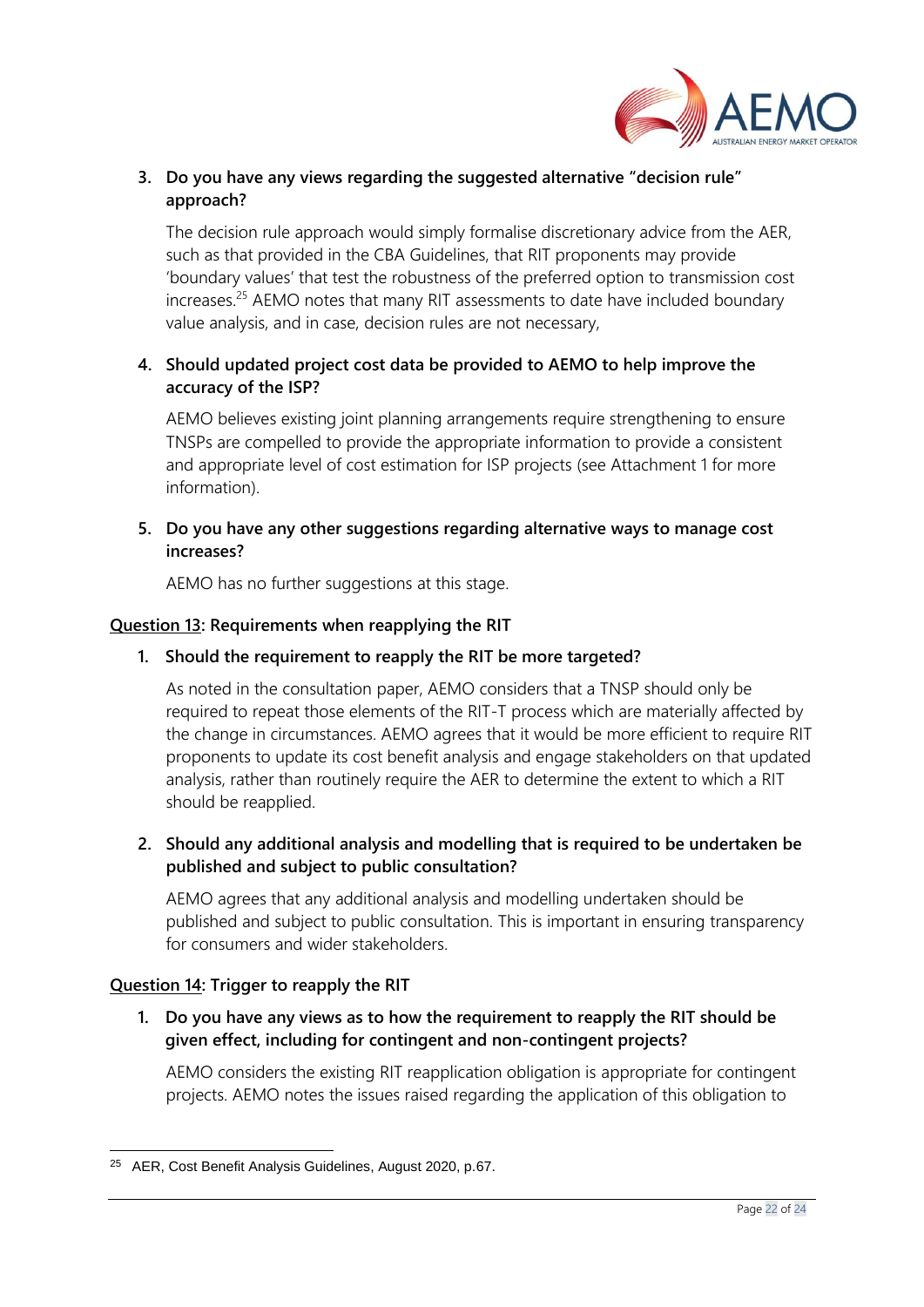3. **Do you have any views regarding the suggested alternative "decision rule" approach?**

   The decision rule approach would simply formalise discretionary advice from the AER, such as that provided in the CBA Guidelines, that RIT proponents may provide 'boundary values' that test the robustness of the preferred option to transmission cost increases.[25] AEMO notes that many RIT assessments to date have included boundary value analysis, and in case, decision rules are not necessary,

4. **Should updated project cost data be provided to AEMO to help improve the accuracy of the ISP?**

   AEMO believes existing joint planning arrangements require strengthening to ensure TNSPs are compelled to provide the appropriate information to provide a consistent and appropriate level of cost estimation for ISP projects (see Attachment 1 for more information).

5. **Do you have any other suggestions regarding alternative ways to manage cost increases?**

   AEMO has no further suggestions at this stage.

**<u>Question 13</u>: Requirements when reapplying the RIT**

1. **Should the requirement to reapply the RIT be more targeted?**

   As noted in the consultation paper, AEMO considers that a TNSP should only be required to repeat those elements of the RIT-T process which are materially affected by the change in circumstances. AEMO agrees that it would be more efficient to require RIT proponents to update its cost benefit analysis and engage stakeholders on that updated analysis, rather than routinely require the AER to determine the extent to which a RIT should be reapplied.

2. **Should any additional analysis and modelling that is required to be undertaken be published and subject to public consultation?**

   AEMO agrees that any additional analysis and modelling undertaken should be published and subject to public consultation. This is important in ensuring transparency for consumers and wider stakeholders.

**<u>Question 14</u>: Trigger to reapply the RIT**

1. **Do you have any views as to how the requirement to reapply the RIT should be given effect, including for contingent and non-contingent projects?**

   AEMO considers the existing RIT reapplication obligation is appropriate for contingent projects. AEMO notes the issues raised regarding the application of this obligation to

[25] AER, Cost Benefit Analysis Guidelines, August 2020, p.67.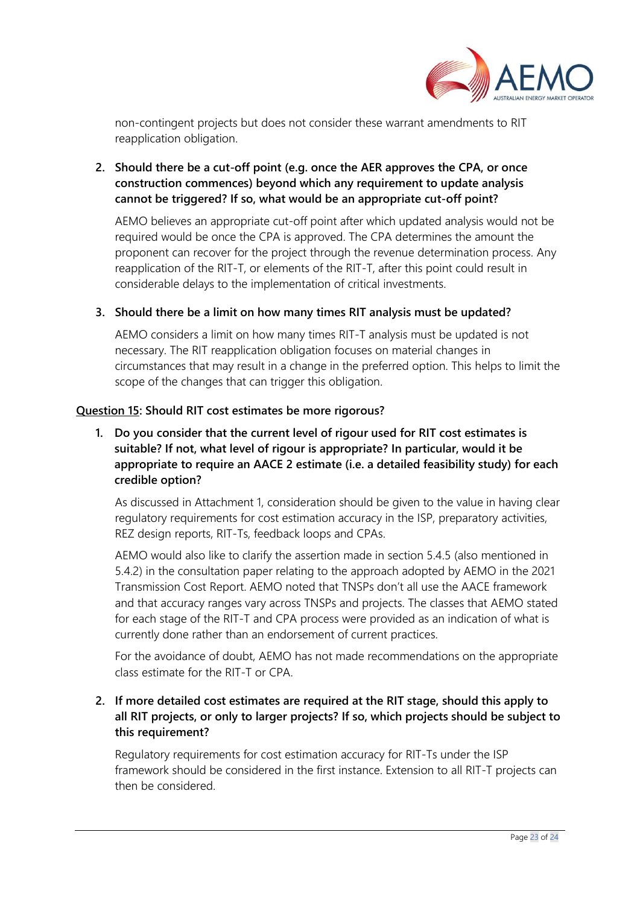non-contingent projects but does not consider these warrant amendments to RIT reapplication obligation.

2. **Should there be a cut-off point (e.g. once the AER approves the CPA, or once construction commences) beyond which any requirement to update analysis cannot be triggered? If so, what would be an appropriate cut-off point?**

   AEMO believes an appropriate cut-off point after which updated analysis would not be required would be once the CPA is approved. The CPA determines the amount the proponent can recover for the project through the revenue determination process. Any reapplication of the RIT-T, or elements of the RIT-T, after this point could result in considerable delays to the implementation of critical investments.

3. **Should there be a limit on how many times RIT analysis must be updated?**

   AEMO considers a limit on how many times RIT-T analysis must be updated is not necessary. The RIT reapplication obligation focuses on material changes in circumstances that may result in a change in the preferred option. This helps to limit the scope of the changes that can trigger this obligation.

**<u>Question 15</u>: Should RIT cost estimates be more rigorous?**

1. **Do you consider that the current level of rigour used for RIT cost estimates is suitable? If not, what level of rigour is appropriate? In particular, would it be appropriate to require an AACE 2 estimate (i.e. a detailed feasibility study) for each credible option?**

   As discussed in Attachment 1, consideration should be given to the value in having clear regulatory requirements for cost estimation accuracy in the ISP, preparatory activities, REZ design reports, RIT-Ts, feedback loops and CPAs.

   AEMO would also like to clarify the assertion made in section 5.4.5 (also mentioned in 5.4.2) in the consultation paper relating to the approach adopted by AEMO in the 2021 Transmission Cost Report. AEMO noted that TNSPs don't all use the AACE framework and that accuracy ranges vary across TNSPs and projects. The classes that AEMO stated for each stage of the RIT-T and CPA process were provided as an indication of what is currently done rather than an endorsement of current practices.

   For the avoidance of doubt, AEMO has not made recommendations on the appropriate class estimate for the RIT-T or CPA.

2. **If more detailed cost estimates are required at the RIT stage, should this apply to all RIT projects, or only to larger projects? If so, which projects should be subject to this requirement?**

   Regulatory requirements for cost estimation accuracy for RIT-Ts under the ISP framework should be considered in the first instance. Extension to all RIT-T projects can then be considered.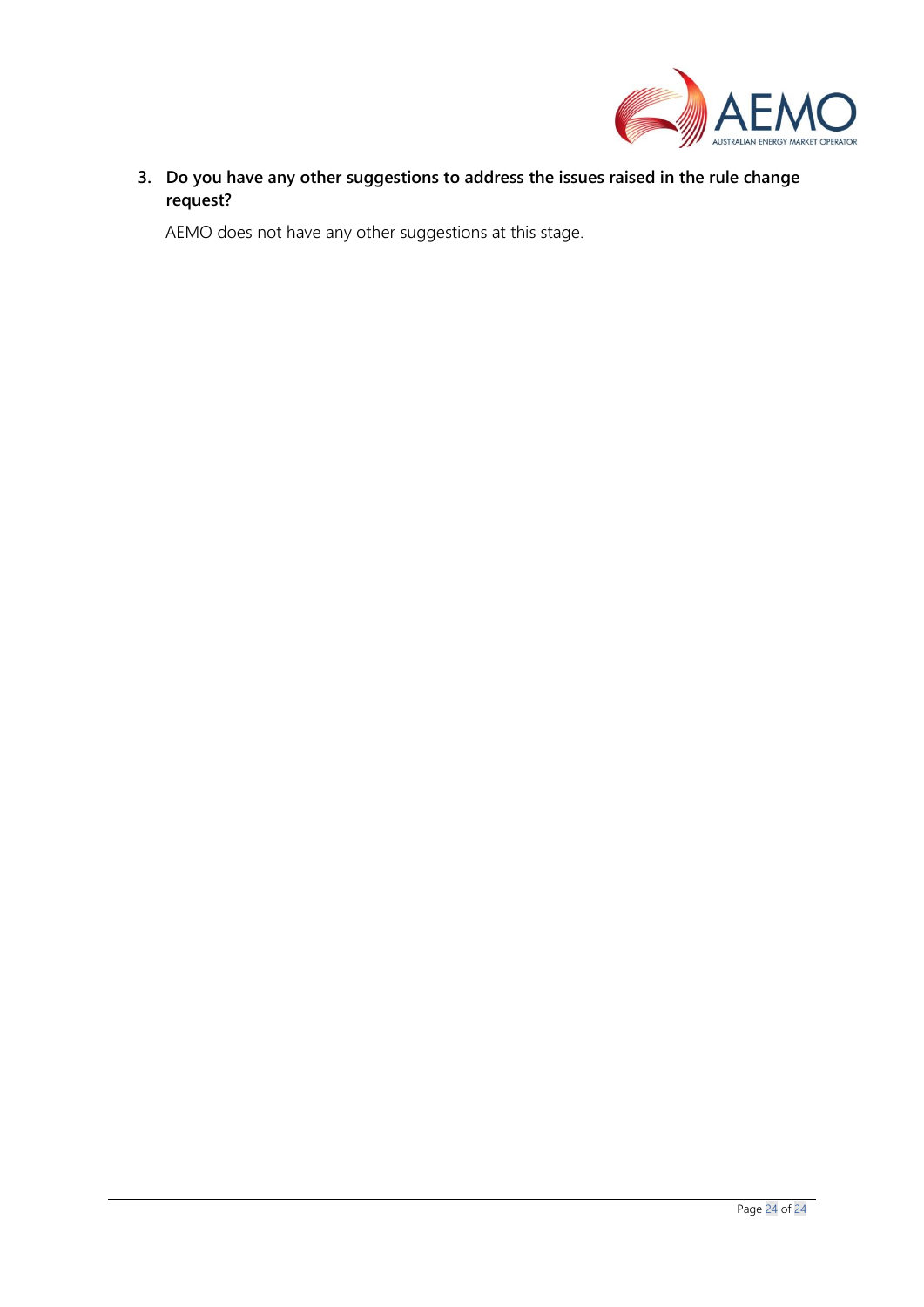3. **Do you have any other suggestions to address the issues raised in the rule change request?**

   AEMO does not have any other suggestions at this stage.